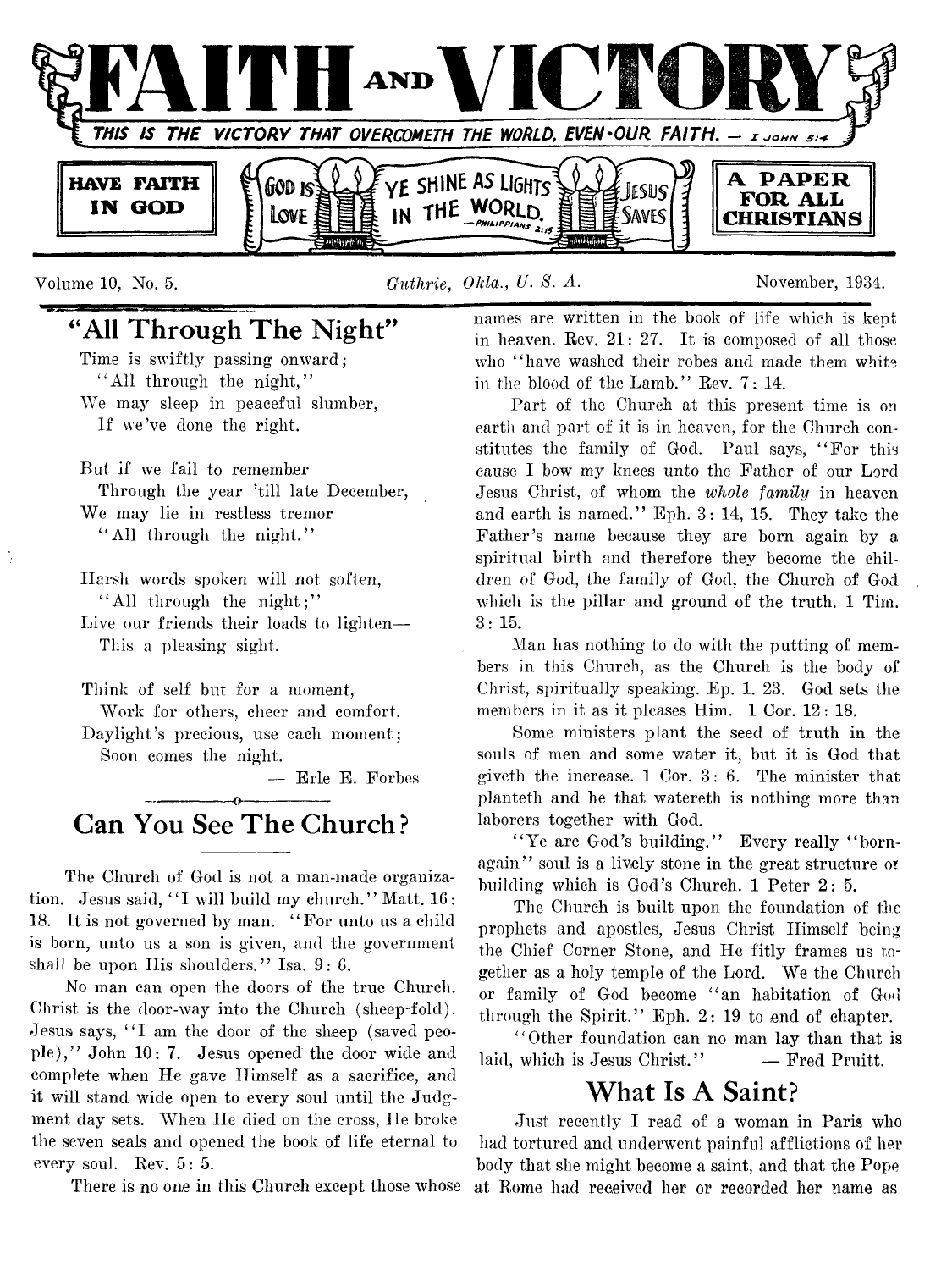# FAITH AND VICTORY

THIS IS THE VICTORY THAT OVERCOMETH THE WORLD, EVEN OUR FAITH. — I JOHN 5:4

HAVE FAITH IN GOD | GOD IS LOVE | YE SHINE AS LIGHTS IN THE WORLD. — PHILIPPIANS 2:15 | JESUS SAVES | A PAPER FOR ALL CHRISTIANS

Volume 10, No. 5. Guthrie, Okla., U. S. A. November, 1934.

## "All Through The Night"

Time is swiftly passing onward;
"All through the night,"
We may sleep in peaceful slumber,
If we've done the right.

But if we fail to remember
Through the year 'till late December,
We may lie in restless tremor
"All through the night."

Harsh words spoken will not soften,
"All through the night;"
Live our friends their loads to lighten—
This a pleasing sight.

Think of self but for a moment,
Work for others, cheer and comfort.
Daylight's precious, use each moment;
Soon comes the night.

— Erle E. Forbes

## Can You See The Church?

The Church of God is not a man-made organization. Jesus said, "I will build my church." Matt. 16: 18. It is not governed by man. "For unto us a child is born, unto us a son is given, and the government shall be upon His shoulders." Isa. 9: 6.

No man can open the doors of the true Church. Christ is the door-way into the Church (sheep-fold). Jesus says, "I am the door of the sheep (saved people)," John 10: 7. Jesus opened the door wide and complete when He gave Himself as a sacrifice, and it will stand wide open to every soul until the Judgment day sets. When He died on the cross, He broke the seven seals and opened the book of life eternal to every soul. Rev. 5: 5.

There is no one in this Church except those whose names are written in the book of life which is kept in heaven. Rev. 21: 27. It is composed of all those who "have washed their robes and made them white in the blood of the Lamb." Rev. 7: 14.

Part of the Church at this present time is on earth and part of it is in heaven, for the Church constitutes the family of God. Paul says, "For this cause I bow my knees unto the Father of our Lord Jesus Christ, of whom the *whole family* in heaven and earth is named." Eph. 3: 14, 15. They take the Father's name because they are born again by a spiritual birth and therefore they become the children of God, the family of God, the Church of God which is the pillar and ground of the truth. 1 Tim. 3: 15.

Man has nothing to do with the putting of members in this Church, as the Church is the body of Christ, spiritually speaking. Ep. 1. 23. God sets the members in it as it pleases Him. 1 Cor. 12: 18.

Some ministers plant the seed of truth in the souls of men and some water it, but it is God that giveth the increase. 1 Cor. 3: 6. The minister that planteth and he that watereth is nothing more than laborers together with God.

"Ye are God's building." Every really "born-again" soul is a lively stone in the great structure or building which is God's Church. 1 Peter 2: 5.

The Church is built upon the foundation of the prophets and apostles, Jesus Christ Himself being the Chief Corner Stone, and He fitly frames us together as a holy temple of the Lord. We the Church or family of God become "an habitation of God through the Spirit." Eph. 2: 19 to end of chapter.

"Other foundation can no man lay than that is laid, which is Jesus Christ." — Fred Pruitt.

## What Is A Saint?

Just recently I read of a woman in Paris who had tortured and underwent painful afflictions of her body that she might become a saint, and that the Pope at Rome had received her or recorded her name as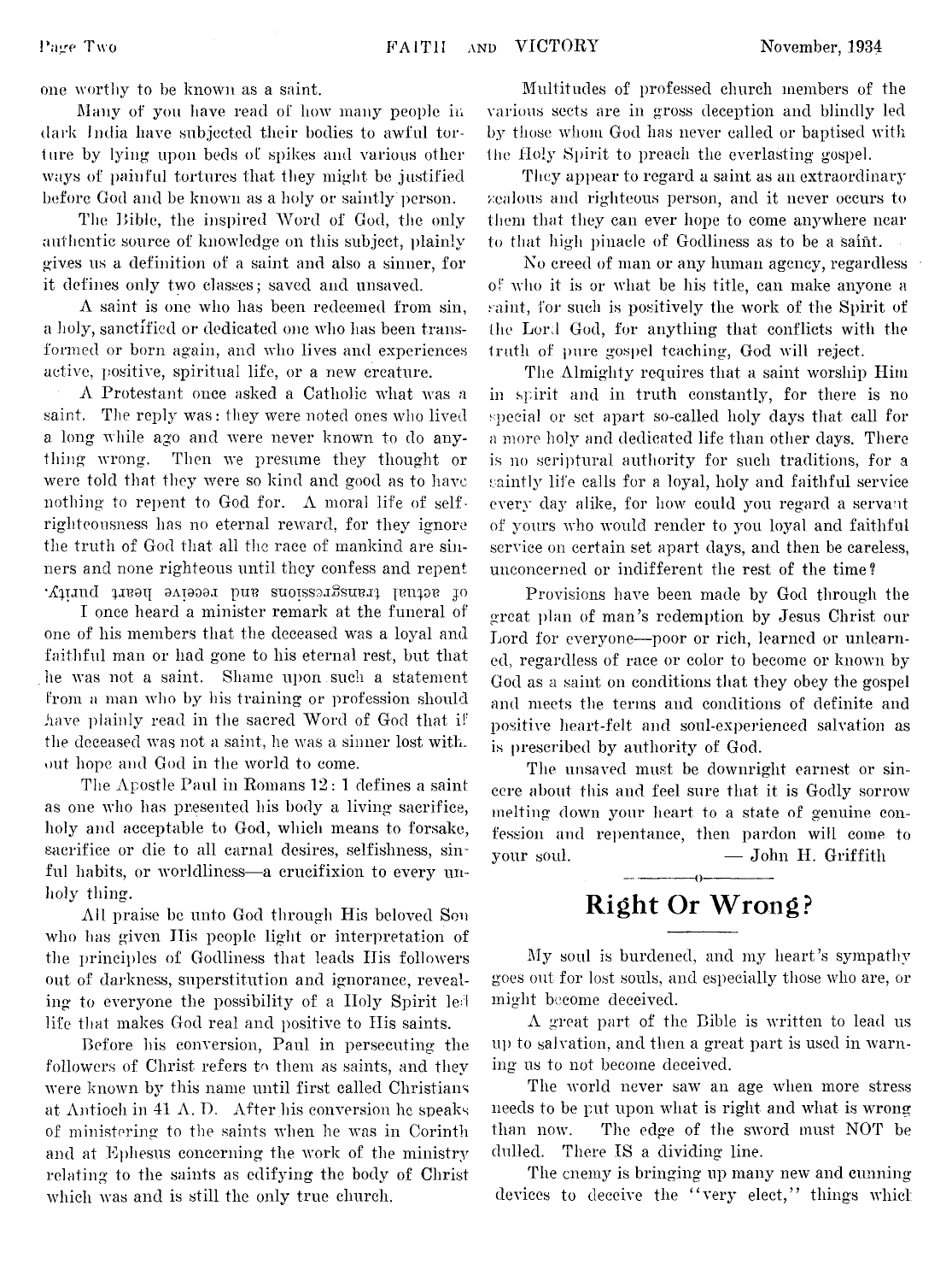one worthy to be known as a saint.

Many of you have read of how many people in dark India have subjected their bodies to awful torture by lying upon beds of spikes and various other ways of painful tortures that they might be justified before God and be known as a holy or saintly person.

The Bible, the inspired Word of God, the only authentic source of knowledge on this subject, plainly gives us a definition of a saint and also a sinner, for it defines only two classes; saved and unsaved.

A saint is one who has been redeemed from sin, a holy, sanctified or dedicated one who has been transformed or born again, and who lives and experiences active, positive, spiritual life, or a new creature.

A Protestant once asked a Catholic what was a saint. The reply was: they were noted ones who lived a long while ago and were never known to do anything wrong. Then we presume they thought or were told that they were so kind and good as to have nothing to repent to God for. A moral life of self-righteousness has no eternal reward, for they ignore the truth of God that all the race of mankind are sinners and none righteous until they confess and repent of actual transgressions and receive heart purity.

I once heard a minister remark at the funeral of one of his members that the deceased was a loyal and faithful man or had gone to his eternal rest, but that he was not a saint. Shame upon such a statement from a man who by his training or profession should have plainly read in the sacred Word of God that if the deceased was not a saint, he was a sinner lost without hope and God in the world to come.

The Apostle Paul in Romans 12: 1 defines a saint as one who has presented his body a living sacrifice, holy and acceptable to God, which means to forsake, sacrifice or die to all carnal desires, selfishness, sinful habits, or worldliness—a crucifixion to every unholy thing.

All praise be unto God through His beloved Son who has given His people light or interpretation of the principles of Godliness that leads His followers out of darkness, superstitution and ignorance, revealing to everyone the possibility of a Holy Spirit led life that makes God real and positive to His saints.

Before his conversion, Paul in persecuting the followers of Christ refers to them as saints, and they were known by this name until first called Christians at Antioch in 41 A. D. After his conversion he speaks of ministering to the saints when he was in Corinth and at Ephesus concerning the work of the ministry relating to the saints as edifying the body of Christ which was and is still the only true church.

Multitudes of professed church members of the various sects are in gross deception and blindly led by those whom God has never called or baptised with the Holy Spirit to preach the everlasting gospel.

They appear to regard a saint as an extraordinary zealous and righteous person, and it never occurs to them that they can ever hope to come anywhere near to that high pinacle of Godliness as to be a saint.

No creed of man or any human agency, regardless of who it is or what be his title, can make anyone a saint, for such is positively the work of the Spirit of the Lord God, for anything that conflicts with the truth of pure gospel teaching, God will reject.

The Almighty requires that a saint worship Him in spirit and in truth constantly, for there is no special or set apart so-called holy days that call for a more holy and dedicated life than other days. There is no scriptural authority for such traditions, for a saintly life calls for a loyal, holy and faithful service every day alike, for how could you regard a servant of yours who would render to you loyal and faithful service on certain set apart days, and then be careless, unconcerned or indifferent the rest of the time?

Provisions have been made by God through the great plan of man's redemption by Jesus Christ our Lord for everyone—poor or rich, learned or unlearned, regardless of race or color to become or known by God as a saint on conditions that they obey the gospel and meets the terms and conditions of definite and positive heart-felt and soul-experienced salvation as is prescribed by authority of God.

The unsaved must be downright earnest or sincere about this and feel sure that it is Godly sorrow melting down your heart to a state of genuine confession and repentance, then pardon will come to your soul. — John H. Griffith

# Right Or Wrong?

My soul is burdened, and my heart's sympathy goes out for lost souls, and especially those who are, or might become deceived.

A great part of the Bible is written to lead us up to salvation, and then a great part is used in warning us to not become deceived.

The world never saw an age when more stress needs to be put upon what is right and what is wrong than now. The edge of the sword must NOT be dulled. There IS a dividing line.

The enemy is bringing up many new and cunning devices to deceive the "very elect," things which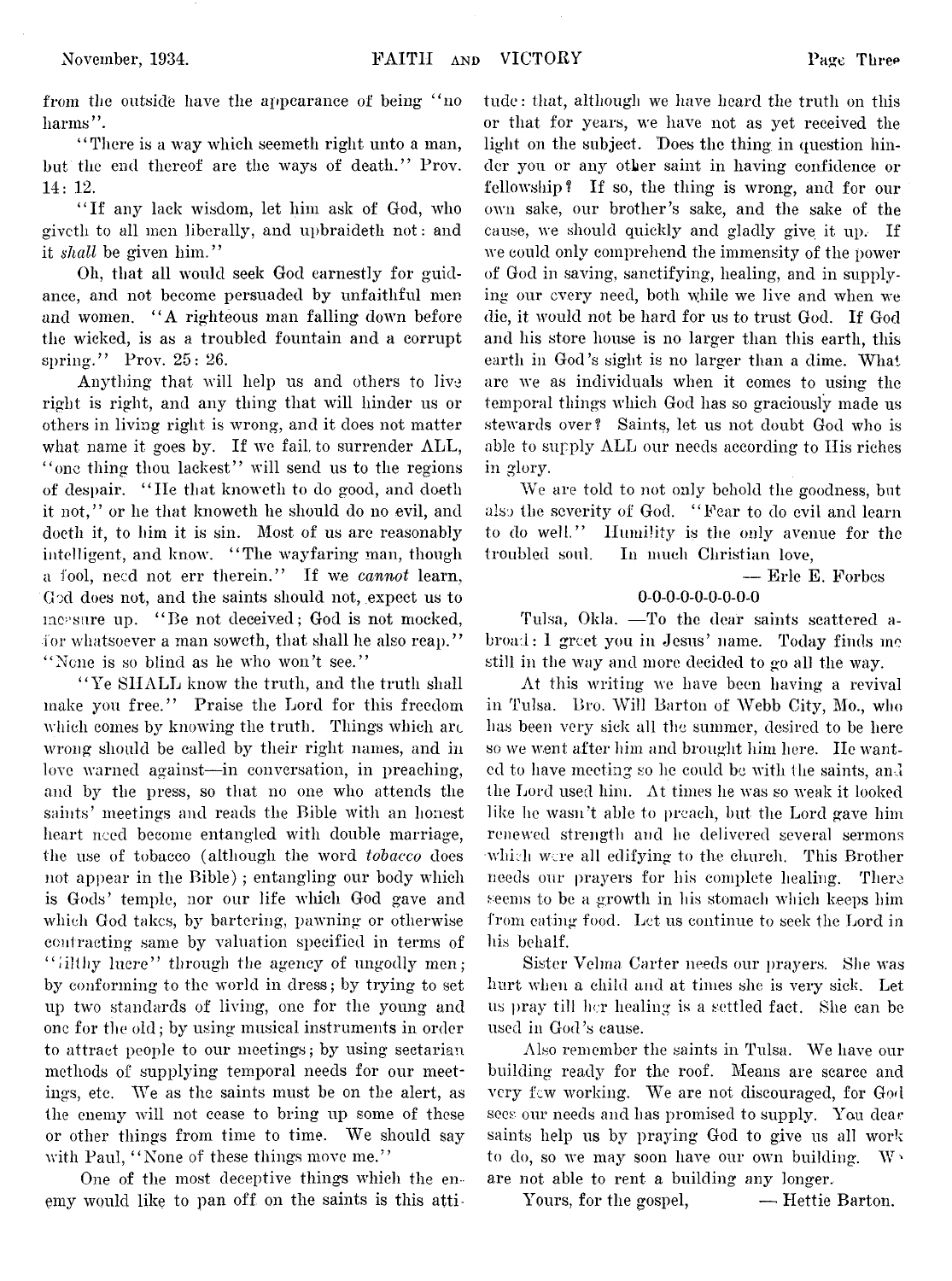from the outside have the appearance of being "no harms".

"There is a way which seemeth right unto a man, but the end thereof are the ways of death." Prov. 14: 12.

"If any lack wisdom, let him ask of God, who giveth to all men liberally, and upbraideth not: and it *shall* be given him."

Oh, that all would seek God earnestly for guidance, and not become persuaded by unfaithful men and women. "A righteous man falling down before the wicked, is as a troubled fountain and a corrupt spring." Prov. 25: 26.

Anything that will help us and others to live right is right, and any thing that will hinder us or others in living right is wrong, and it does not matter what name it goes by. If we fail to surrender ALL, "one thing thou lackest" will send us to the regions of despair. "He that knoweth to do good, and doeth it not," or he that knoweth he should do no evil, and doeth it, to him it is sin. Most of us are reasonably intelligent, and know. "The wayfaring man, though a fool, need not err therein." If we *cannot* learn, God does not, and the saints should not, expect us to measure up. "Be not deceived; God is not mocked, for whatsoever a man soweth, that shall he also reap." "None is so blind as he who won't see."

"Ye SHALL know the truth, and the truth shall make you free." Praise the Lord for this freedom which comes by knowing the truth. Things which are wrong should be called by their right names, and in love warned against—in conversation, in preaching, and by the press, so that no one who attends the saints' meetings and reads the Bible with an honest heart need become entangled with double marriage, the use of tobacco (although the word *tobacco* does not appear in the Bible); entangling our body which is Gods' temple, nor our life which God gave and which God takes, by bartering, pawning or otherwise contracting same by valuation specified in terms of "filthy lucre" through the agency of ungodly men; by conforming to the world in dress; by trying to set up two standards of living, one for the young and one for the old; by using musical instruments in order to attract people to our meetings; by using sectarian methods of supplying temporal needs for our meetings, etc. We as the saints must be on the alert, as the enemy will not cease to bring up some of these or other things from time to time. We should say with Paul, "None of these things move me."

One of the most deceptive things which the enemy would like to pan off on the saints is this attitude: that, although we have heard the truth on this or that for years, we have not as yet received the light on the subject. Does the thing in question hinder you or any other saint in having confidence or fellowship? If so, the thing is wrong, and for our own sake, our brother's sake, and the sake of the cause, we should quickly and gladly give it up. If we could only comprehend the immensity of the power of God in saving, sanctifying, healing, and in supplying our every need, both while we live and when we die, it would not be hard for us to trust God. If God and his store house is no larger than this earth, this earth in God's sight is no larger than a dime. What are we as individuals when it comes to using the temporal things which God has so graciously made us stewards over? Saints, let us not doubt God who is able to supply ALL our needs according to His riches in glory.

We are told to not only behold the goodness, but also the severity of God. "Fear to do evil and learn to do well." Humility is the only avenue for the troubled soul. In much Christian love,

— Erle E. Forbes

0-0-0-0-0-0-0-0-0

Tulsa, Okla. —To the dear saints scattered abroad: I greet you in Jesus' name. Today finds me still in the way and more decided to go all the way.

At this writing we have been having a revival in Tulsa. Bro. Will Barton of Webb City, Mo., who has been very sick all the summer, desired to be here so we went after him and brought him here. He wanted to have meeting so he could be with the saints, and the Lord used him. At times he was so weak it looked like he wasn't able to preach, but the Lord gave him renewed strength and he delivered several sermons which were all edifying to the church. This Brother needs our prayers for his complete healing. There seems to be a growth in his stomach which keeps him from eating food. Let us continue to seek the Lord in his behalf.

Sister Velma Carter needs our prayers. She was hurt when a child and at times she is very sick. Let us pray till her healing is a settled fact. She can be used in God's cause.

Also remember the saints in Tulsa. We have our building ready for the roof. Means are scarce and very few working. We are not discouraged, for God sees our needs and has promised to supply. You dear saints help us by praying God to give us all work to do, so we may soon have our own building. We are not able to rent a building any longer.

Yours, for the gospel, — Hettie Barton.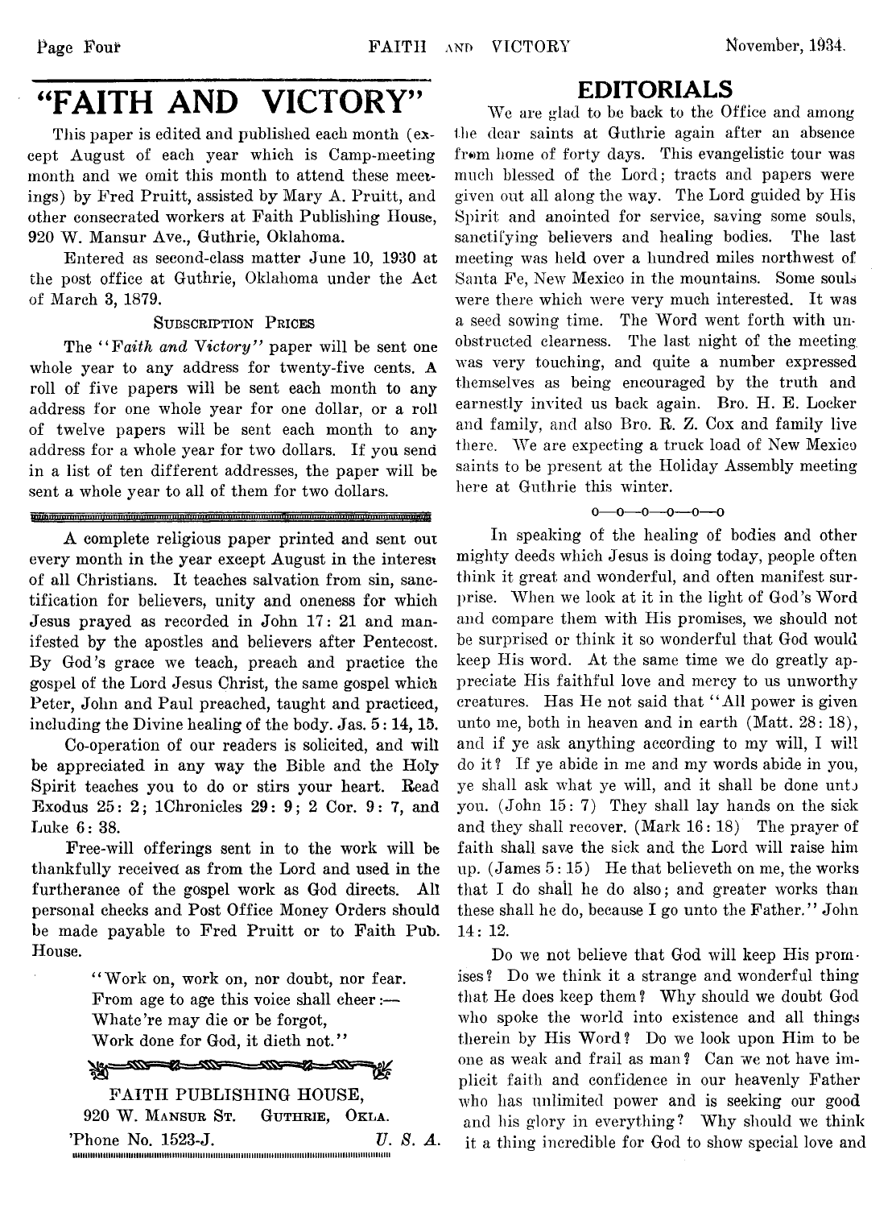# "FAITH AND VICTORY"

This paper is edited and published each month (except August of each year which is Camp-meeting month and we omit this month to attend these meetings) by Fred Pruitt, assisted by Mary A. Pruitt, and other consecrated workers at Faith Publishing House, 920 W. Mansur Ave., Guthrie, Oklahoma.

Entered as second-class matter June 10, 1930 at the post office at Guthrie, Oklahoma under the Act of March 3, 1879.

SUBSCRIPTION PRICES

The "*Faith and Victory*" paper will be sent one whole year to any address for twenty-five cents. A roll of five papers will be sent each month to any address for one whole year for one dollar, or a roll of twelve papers will be sent each month to any address for a whole year for two dollars. If you send in a list of ten different addresses, the paper will be sent a whole year to all of them for two dollars.

---

A complete religious paper printed and sent out every month in the year except August in the interest of all Christians. It teaches salvation from sin, sanctification for believers, unity and oneness for which Jesus prayed as recorded in John 17: 21 and manifested by the apostles and believers after Pentecost. By God's grace we teach, preach and practice the gospel of the Lord Jesus Christ, the same gospel which Peter, John and Paul preached, taught and practiced, including the Divine healing of the body. Jas. 5: 14, 15.

Co-operation of our readers is solicited, and will be appreciated in any way the Bible and the Holy Spirit teaches you to do or stirs your heart. Read Exodus 25: 2; 1Chronicles 29: 9; 2 Cor. 9: 7, and Luke 6: 38.

Free-will offerings sent in to the work will be thankfully received as from the Lord and used in the furtherance of the gospel work as God directs. All personal checks and Post Office Money Orders should be made payable to Fred Pruitt or to Faith Pub. House.

> "Work on, work on, nor doubt, nor fear.
> From age to age this voice shall cheer:—
> Whate're may die or be forgot,
> Work done for God, it dieth not."

FAITH PUBLISHING HOUSE,
920 W. MANSUR ST. GUTHRIE, OKLA.
'Phone No. 1523-J. *U. S. A.*

## EDITORIALS

We are glad to be back to the Office and among the dear saints at Guthrie again after an absence from home of forty days. This evangelistic tour was much blessed of the Lord; tracts and papers were given out all along the way. The Lord guided by His Spirit and anointed for service, saving some souls, sanctifying believers and healing bodies. The last meeting was held over a hundred miles northwest of Santa Fe, New Mexico in the mountains. Some souls were there which were very much interested. It was a seed sowing time. The Word went forth with unobstructed clearness. The last night of the meeting was very touching, and quite a number expressed themselves as being encouraged by the truth and earnestly invited us back again. Bro. H. E. Locker and family, and also Bro. R. Z. Cox and family live there. We are expecting a truck load of New Mexico saints to be present at the Holiday Assembly meeting here at Guthrie this winter.

o—o—o—o—o—o

In speaking of the healing of bodies and other mighty deeds which Jesus is doing today, people often think it great and wonderful, and often manifest surprise. When we look at it in the light of God's Word and compare them with His promises, we should not be surprised or think it so wonderful that God would keep His word. At the same time we do greatly appreciate His faithful love and mercy to us unworthy creatures. Has He not said that "All power is given unto me, both in heaven and in earth (Matt. 28: 18), and if ye ask anything according to my will, I will do it? If ye abide in me and my words abide in you, ye shall ask what ye will, and it shall be done unto you. (John 15: 7) They shall lay hands on the sick and they shall recover. (Mark 16: 18) The prayer of faith shall save the sick and the Lord will raise him up. (James 5: 15) He that believeth on me, the works that I do shall he do also; and greater works than these shall he do, because I go unto the Father." John 14: 12.

Do we not believe that God will keep His promises? Do we think it a strange and wonderful thing that He does keep them? Why should we doubt God who spoke the world into existence and all things therein by His Word? Do we look upon Him to be one as weak and frail as man? Can we not have implicit faith and confidence in our heavenly Father who has unlimited power and is seeking our good and his glory in everything? Why should we think it a thing incredible for God to show special love and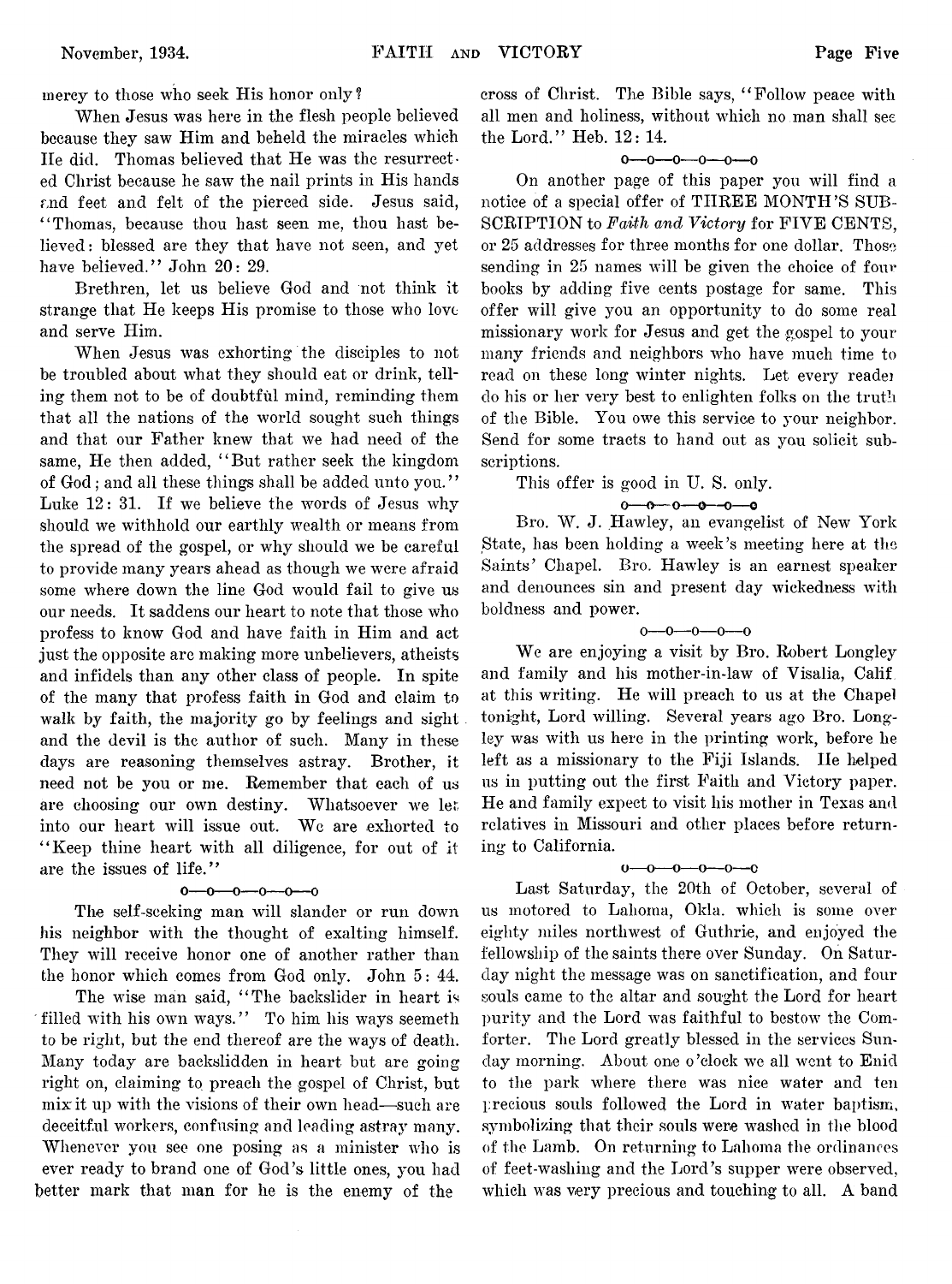mercy to those who seek His honor only?

When Jesus was here in the flesh people believed because they saw Him and beheld the miracles which He did. Thomas believed that He was the resurrected Christ because he saw the nail prints in His hands and feet and felt of the pierced side. Jesus said, "Thomas, because thou hast seen me, thou hast believed: blessed are they that have not seen, and yet have believed." John 20: 29.

Brethren, let us believe God and not think it strange that He keeps His promise to those who love and serve Him.

When Jesus was exhorting the disciples to not be troubled about what they should eat or drink, telling them not to be of doubtful mind, reminding them that all the nations of the world sought such things and that our Father knew that we had need of the same, He then added, "But rather seek the kingdom of God; and all these things shall be added unto you." Luke 12: 31. If we believe the words of Jesus why should we withhold our earthly wealth or means from the spread of the gospel, or why should we be careful to provide many years ahead as though we were afraid some where down the line God would fail to give us our needs. It saddens our heart to note that those who profess to know God and have faith in Him and act just the opposite are making more unbelievers, atheists and infidels than any other class of people. In spite of the many that profess faith in God and claim to walk by faith, the majority go by feelings and sight and the devil is the author of such. Many in these days are reasoning themselves astray. Brother, it need not be you or me. Remember that each of us are choosing our own destiny. Whatsoever we let into our heart will issue out. We are exhorted to "Keep thine heart with all diligence, for out of it are the issues of life."

o—o—o—o—o—o

The self-seeking man will slander or run down his neighbor with the thought of exalting himself. They will receive honor one of another rather than the honor which comes from God only. John 5: 44.

The wise man said, "The backslider in heart is filled with his own ways." To him his ways seemeth to be right, but the end thereof are the ways of death. Many today are backslidden in heart but are going right on, claiming to preach the gospel of Christ, but mix it up with the visions of their own head—such are deceitful workers, confusing and leading astray many. Whenever you see one posing as a minister who is ever ready to brand one of God's little ones, you had better mark that man for he is the enemy of the cross of Christ. The Bible says, "Follow peace with all men and holiness, without which no man shall see the Lord." Heb. 12: 14.

o—o—o—o—o—o

On another page of this paper you will find a notice of a special offer of THREE MONTH'S SUBSCRIPTION to *Faith and Victory* for FIVE CENTS, or 25 addresses for three months for one dollar. Those sending in 25 names will be given the choice of four books by adding five cents postage for same. This offer will give you an opportunity to do some real missionary work for Jesus and get the gospel to your many friends and neighbors who have much time to read on these long winter nights. Let every reader do his or her very best to enlighten folks on the truth of the Bible. You owe this service to your neighbor. Send for some tracts to hand out as you solicit subscriptions.

This offer is good in U. S. only.

o—o—o—o—o—o

Bro. W. J. Hawley, an evangelist of New York State, has been holding a week's meeting here at the Saints' Chapel. Bro. Hawley is an earnest speaker and denounces sin and present day wickedness with boldness and power.

o—o—o—o—o

We are enjoying a visit by Bro. Robert Longley and family and his mother-in-law of Visalia, Calif. at this writing. He will preach to us at the Chapel tonight, Lord willing. Several years ago Bro. Longley was with us here in the printing work, before he left as a missionary to the Fiji Islands. He helped us in putting out the first Faith and Victory paper. He and family expect to visit his mother in Texas and relatives in Missouri and other places before returning to California.

o—o—o—o—o—o

Last Saturday, the 20th of October, several of us motored to Lahoma, Okla. which is some over eighty miles northwest of Guthrie, and enjoyed the fellowship of the saints there over Sunday. On Saturday night the message was on sanctification, and four souls came to the altar and sought the Lord for heart purity and the Lord was faithful to bestow the Comforter. The Lord greatly blessed in the services Sunday morning. About one o'clock we all went to Enid to the park where there was nice water and ten precious souls followed the Lord in water baptism, symbolizing that their souls were washed in the blood of the Lamb. On returning to Lahoma the ordinances of feet-washing and the Lord's supper were observed, which was very precious and touching to all. A band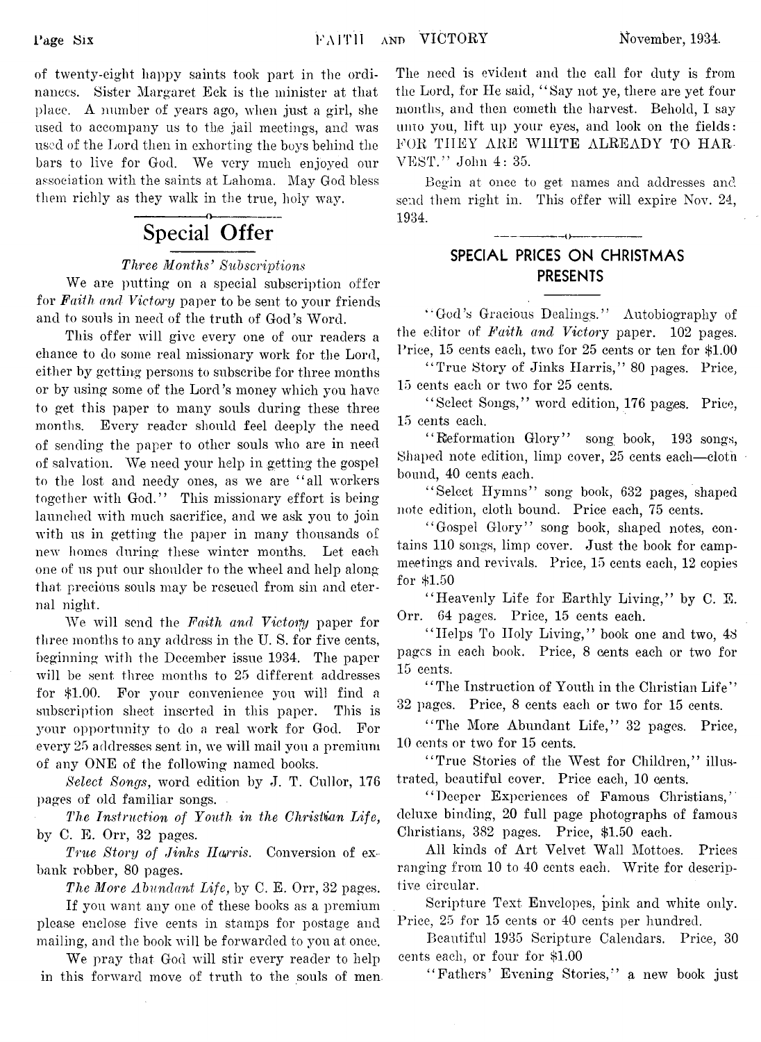of twenty-eight happy saints took part in the ordinances. Sister Margaret Eck is the minister at that place. A number of years ago, when just a girl, she used to accompany us to the jail meetings, and was used of the Lord then in exhorting the boys behind the bars to live for God. We very much enjoyed our association with the saints at Lahoma. May God bless them richly as they walk in the true, holy way.

## Special Offer

*Three Months' Subscriptions*

We are putting on a special subscription offer for *Faith and Victory* paper to be sent to your friends and to souls in need of the truth of God's Word.

This offer will give every one of our readers a chance to do some real missionary work for the Lord, either by getting persons to subscribe for three months or by using some of the Lord's money which you have to get this paper to many souls during these three months. Every reader should feel deeply the need of sending the paper to other souls who are in need of salvation. We need your help in getting the gospel to the lost and needy ones, as we are "all workers together with God." This missionary effort is being launched with much sacrifice, and we ask you to join with us in getting the paper in many thousands of new homes during these winter months. Let each one of us put our shoulder to the wheel and help along that precious souls may be rescued from sin and eternal night.

We will send the *Faith and Victory* paper for three months to any address in the U. S. for five cents, beginning with the December issue 1934. The paper will be sent three months to 25 different addresses for $1.00. For your convenience you will find a subscription sheet inserted in this paper. This is your opportunity to do a real work for God. For every 25 addresses sent in, we will mail you a premium of any ONE of the following named books.

*Select Songs*, word edition by J. T. Cullor, 176 pages of old familiar songs.

*The Instruction of Youth in the Christian Life*, by C. E. Orr, 32 pages.

*True Story of Jinks Harris.* Conversion of ex-bank robber, 80 pages.

*The More Abundant Life*, by C. E. Orr, 32 pages.

If you want any one of these books as a premium please enclose five cents in stamps for postage and mailing, and the book will be forwarded to you at once.

We pray that God will stir every reader to help in this forward move of truth to the souls of men. The need is evident and the call for duty is from the Lord, for He said, "Say not ye, there are yet four months, and then cometh the harvest. Behold, I say unto you, lift up your eyes, and look on the fields: FOR THEY ARE WHITE ALREADY TO HARVEST." John 4: 35.

Begin at once to get names and addresses and send them right in. This offer will expire Nov. 24, 1934.

## SPECIAL PRICES ON CHRISTMAS PRESENTS

"God's Gracious Dealings." Autobiography of the editor of *Faith and Victory* paper. 102 pages. Price, 15 cents each, two for 25 cents or ten for $1.00

"True Story of Jinks Harris," 80 pages. Price, 15 cents each or two for 25 cents.

"Select Songs," word edition, 176 pages. Price, 15 cents each.

"Reformation Glory" song book, 193 songs, Shaped note edition, limp cover, 25 cents each—cloth bound, 40 cents each.

"Select Hymns" song book, 632 pages, shaped note edition, cloth bound. Price each, 75 cents.

"Gospel Glory" song book, shaped notes, contains 110 songs, limp cover. Just the book for camp-meetings and revivals. Price, 15 cents each, 12 copies for $1.50

"Heavenly Life for Earthly Living," by C. E. Orr. 64 pages. Price, 15 cents each.

"Helps To Holy Living," book one and two, 48 pages in each book. Price, 8 cents each or two for 15 cents.

"The Instruction of Youth in the Christian Life" 32 pages. Price, 8 cents each or two for 15 cents.

"The More Abundant Life," 32 pages. Price, 10 cents or two for 15 cents.

"True Stories of the West for Children," illustrated, beautiful cover. Price each, 10 cents.

"Deeper Experiences of Famous Christians," deluxe binding, 20 full page photographs of famous Christians, 382 pages. Price, $1.50 each.

All kinds of Art Velvet Wall Mottoes. Prices ranging from 10 to 40 cents each. Write for descriptive circular.

Scripture Text Envelopes, pink and white only. Price, 25 for 15 cents or 40 cents per hundred.

Beautiful 1935 Scripture Calendars. Price, 30 cents each, or four for $1.00

"Fathers' Evening Stories," a new book just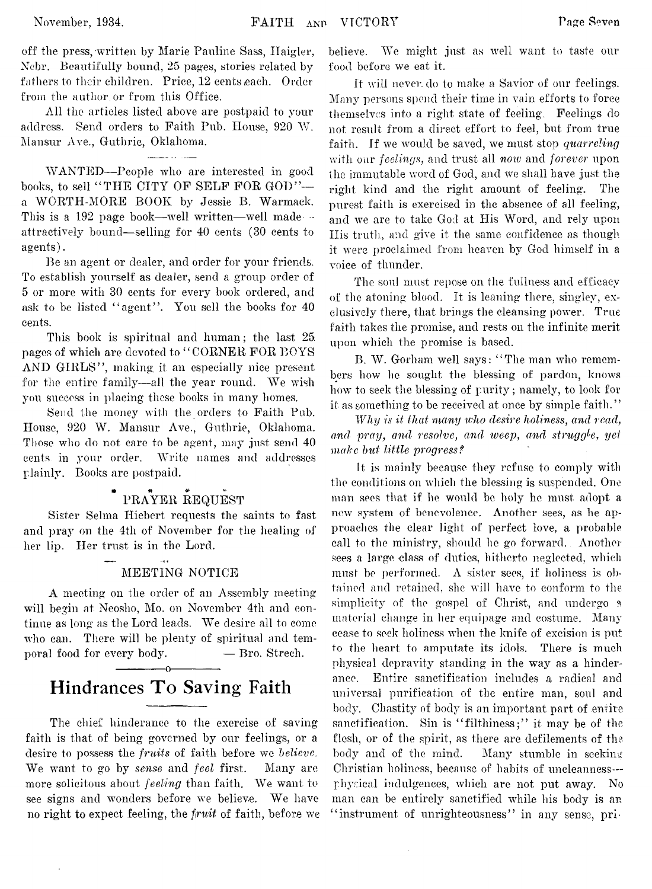off the press, written by Marie Pauline Sass, Haigler, Nebr. Beautifully bound, 25 pages, stories related by fathers to their children. Price, 12 cents each. Order from the author or from this Office.

All the articles listed above are postpaid to your address. Send orders to Faith Pub. House, 920 W. Mansur Ave., Guthrie, Oklahoma.

WANTED—People who are interested in good books, to sell "THE CITY OF SELF FOR GOD"—a WORTH-MORE BOOK by Jessie B. Warmack. This is a 192 page book—well written—well made—attractively bound—selling for 40 cents (30 cents to agents).

Be an agent or dealer, and order for your friends. To establish yourself as dealer, send a group order of 5 or more with 30 cents for every book ordered, and ask to be listed "agent". You sell the books for 40 cents.

This book is spiritual and human; the last 25 pages of which are devoted to "CORNER FOR BOYS AND GIRLS", making it an especially nice present for the entire family—all the year round. We wish you success in placing these books in many homes.

Send the money with the orders to Faith Pub. House, 920 W. Mansur Ave., Guthrie, Oklahoma. Those who do not care to be agent, may just send 40 cents in your order. Write names and addresses plainly. Books are postpaid.

### PRAYER REQUEST

Sister Selma Hiebert requests the saints to fast and pray on the 4th of November for the healing of her lip. Her trust is in the Lord.

### MEETING NOTICE

A meeting on the order of an Assembly meeting will begin at Neosho, Mo. on November 4th and continue as long as the Lord leads. We desire all to come who can. There will be plenty of spiritual and temporal food for every body. — Bro. Strech.

## Hindrances To Saving Faith

The chief hinderance to the exercise of saving faith is that of being governed by our feelings, or a desire to possess the *fruits* of faith before we *believe*. We want to go by *sense* and *feel* first. Many are more solicitous about *feeling* than faith. We want to see signs and wonders before we believe. We have no right to expect feeling, the *fruit* of faith, before we believe. We might just as well want to taste our food before we eat it.

It will never do to make a Savior of our feelings. Many persons spend their time in vain efforts to force themselves into a right state of feeling. Feelings do not result from a direct effort to feel, but from true faith. If we would be saved, we must stop *quarreling* with our *feelings*, and trust all *now* and *forever* upon the immutable word of God, and we shall have just the right kind and the right amount of feeling. The purest faith is exercised in the absence of all feeling, and we are to take God at His Word, and rely upon His truth, and give it the same confidence as though it were proclaimed from heaven by God himself in a voice of thunder.

The soul must repose on the fullness and efficacy of the atoning blood. It is leaning there, singley, exclusively there, that brings the cleansing power. True faith takes the promise, and rests on the infinite merit upon which the promise is based.

B. W. Gorham well says: "The man who remembers how he sought the blessing of pardon, knows how to seek the blessing of purity; namely, to look for it as something to be received at once by simple faith."

*Why is it that many who desire holiness, and read, and pray, and resolve, and weep, and struggle, yet make but little progress?*

It is mainly because they refuse to comply with the conditions on which the blessing is suspended. One man sees that if he would be holy he must adopt a new system of benevolence. Another sees, as he approaches the clear light of perfect love, a probable call to the ministry, should he go forward. Another sees a large class of duties, hitherto neglected, which must be performed. A sister sees, if holiness is obtained and retained, she will have to conform to the simplicity of the gospel of Christ, and undergo a material change in her equipage and costume. Many cease to seek holiness when the knife of excision is put to the heart to amputate its idols. There is much physical depravity standing in the way as a hinderance. Entire sanctification includes a radical and universal purification of the entire man, soul and body. Chastity of body is an important part of entire sanctification. Sin is "filthiness;" it may be of the flesh, or of the spirit, as there are defilements of the body and of the mind. Many stumble in seeking Christian holiness, because of habits of uncleanness—physical indulgences, which are not put away. No man can be entirely sanctified while his body is an "instrument of unrighteousness" in any sense, pri-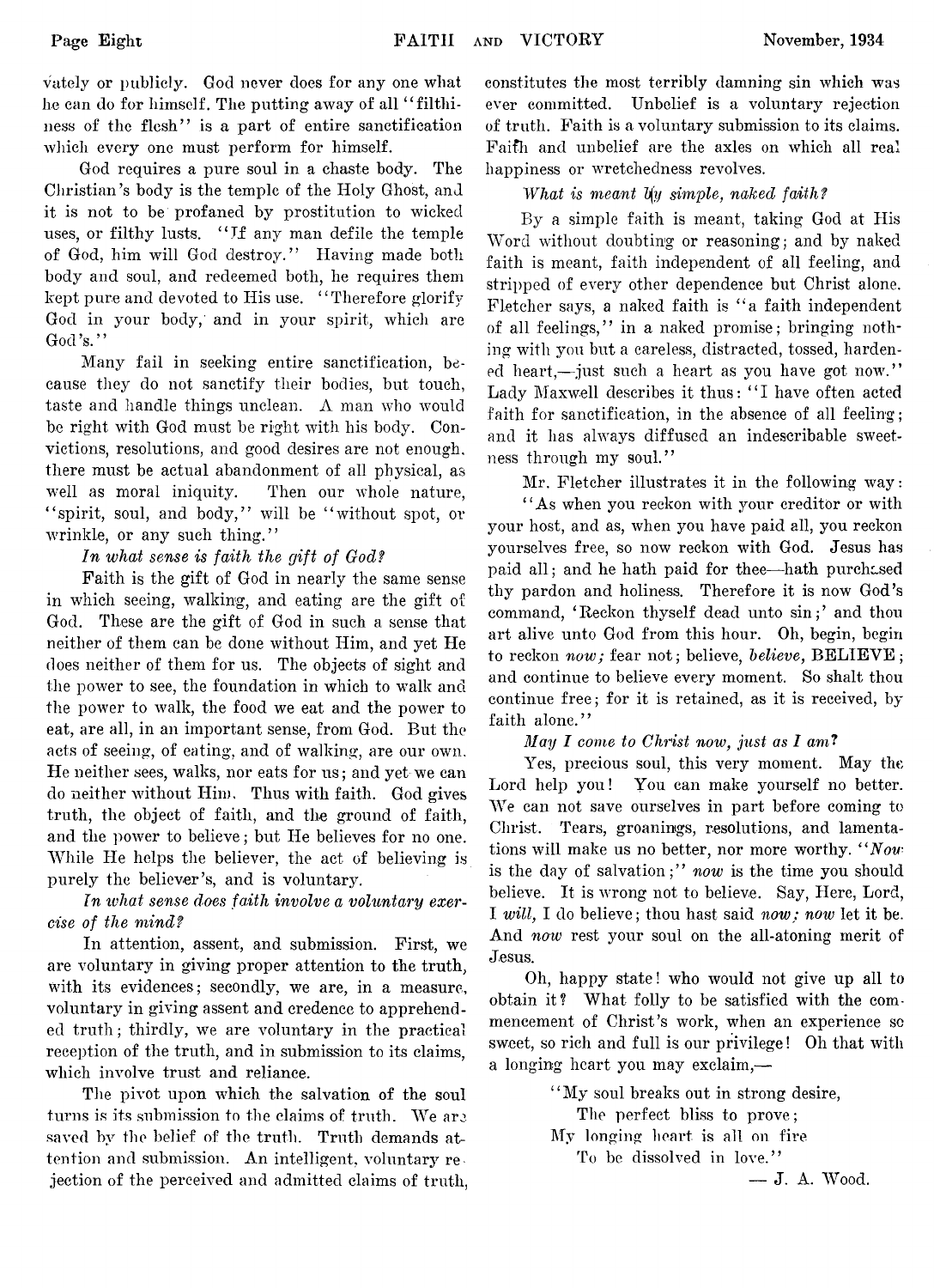vately or publicly. God never does for any one what he can do for himself. The putting away of all "filthiness of the flesh" is a part of entire sanctification which every one must perform for himself.

God requires a pure soul in a chaste body. The Christian's body is the temple of the Holy Ghost, and it is not to be profaned by prostitution to wicked uses, or filthy lusts. "If any man defile the temple of God, him will God destroy." Having made both body and soul, and redeemed both, he requires them kept pure and devoted to His use. "Therefore glorify God in your body, and in your spirit, which are God's."

Many fail in seeking entire sanctification, because they do not sanctify their bodies, but touch, taste and handle things unclean. A man who would be right with God must be right with his body. Convictions, resolutions, and good desires are not enough, there must be actual abandonment of all physical, as well as moral iniquity. Then our whole nature, "spirit, soul, and body," will be "without spot, or wrinkle, or any such thing."

*In what sense is faith the gift of God?*

Faith is the gift of God in nearly the same sense in which seeing, walking, and eating are the gift of God. These are the gift of God in such a sense that neither of them can be done without Him, and yet He does neither of them for us. The objects of sight and the power to see, the foundation in which to walk and the power to walk, the food we eat and the power to eat, are all, in an important sense, from God. But the acts of seeing, of eating, and of walking, are our own. He neither sees, walks, nor eats for us; and yet we can do neither without Him. Thus with faith. God gives truth, the object of faith, and the ground of faith, and the power to believe; but He believes for no one. While He helps the believer, the act of believing is purely the believer's, and is voluntary.

*In what sense does faith involve a voluntary exercise of the mind?*

In attention, assent, and submission. First, we are voluntary in giving proper attention to the truth, with its evidences; secondly, we are, in a measure, voluntary in giving assent and credence to apprehended truth; thirdly, we are voluntary in the practical reception of the truth, and in submission to its claims, which involve trust and reliance.

The pivot upon which the salvation of the soul turns is its submission to the claims of truth. We are saved by the belief of the truth. Truth demands attention and submission. An intelligent, voluntary rejection of the perceived and admitted claims of truth, constitutes the most terribly damning sin which was ever committed. Unbelief is a voluntary rejection of truth. Faith is a voluntary submission to its claims. Faith and unbelief are the axles on which all real happiness or wretchedness revolves.

*What is meant by simple, naked faith?*

By a simple faith is meant, taking God at His Word without doubting or reasoning; and by naked faith is meant, faith independent of all feeling, and stripped of every other dependence but Christ alone. Fletcher says, a naked faith is "a faith independent of all feelings," in a naked promise; bringing nothing with you but a careless, distracted, tossed, hardened heart,—just such a heart as you have got now." Lady Maxwell describes it thus: "I have often acted faith for sanctification, in the absence of all feeling; and it has always diffused an indescribable sweetness through my soul."

Mr. Fletcher illustrates it in the following way:

"As when you reckon with your creditor or with your host, and as, when you have paid all, you reckon yourselves free, so now reckon with God. Jesus has paid all; and he hath paid for thee—hath purchased thy pardon and holiness. Therefore it is now God's command, 'Reckon thyself dead unto sin;' and thou art alive unto God from this hour. Oh, begin, begin to reckon *now;* fear not; believe, *believe,* BELIEVE; and continue to believe every moment. So shalt thou continue free; for it is retained, as it is received, by faith alone."

*May I come to Christ now, just as I am?*

Yes, precious soul, this very moment. May the Lord help you! You can make yourself no better. We can not save ourselves in part before coming to Christ. Tears, groanings, resolutions, and lamentations will make us no better, nor more worthy. "*Now* is the day of salvation;" *now* is the time you should believe. It is wrong not to believe. Say, Here, Lord, I *will,* I do believe; thou hast said *now; now* let it be. And *now* rest your soul on the all-atoning merit of Jesus.

Oh, happy state! who would not give up all to obtain it? What folly to be satisfied with the commencement of Christ's work, when an experience so sweet, so rich and full is our privilege! Oh that with a longing heart you may exclaim,—

> "My soul breaks out in strong desire,
> The perfect bliss to prove;
> My longing heart is all on fire
> To be dissolved in love."

— J. A. Wood.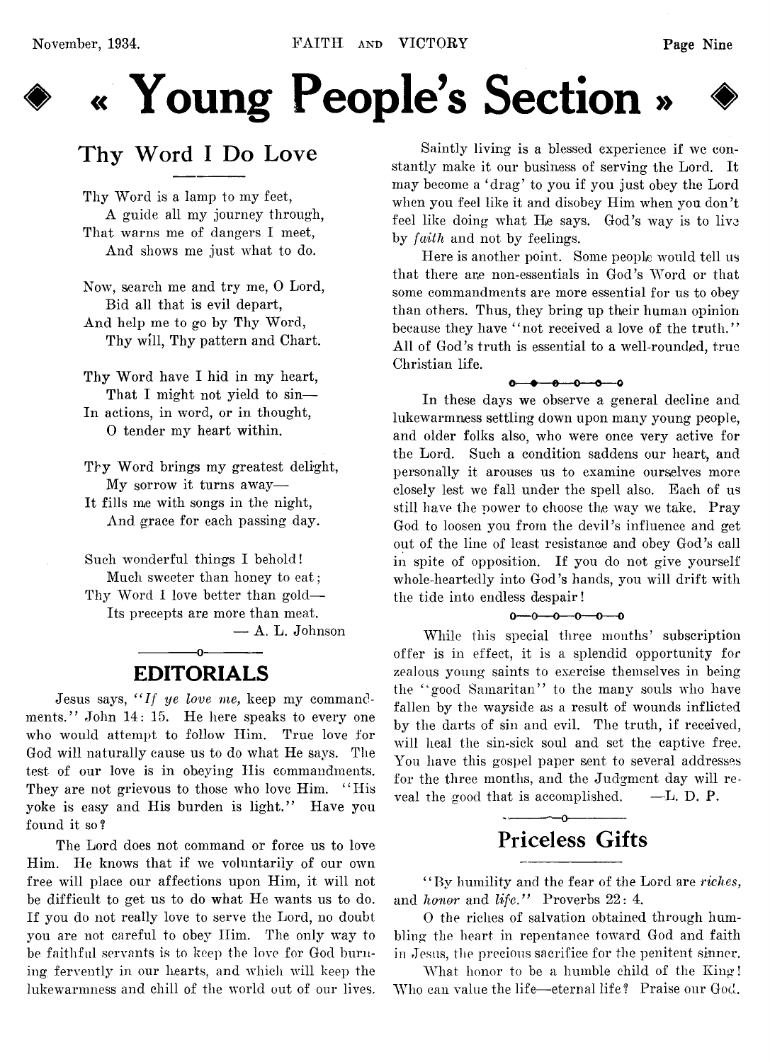# « Young People's Section »

## Thy Word I Do Love

Thy Word is a lamp to my feet,
A guide all my journey through,
That warns me of dangers I meet,
And shows me just what to do.

Now, search me and try me, O Lord,
Bid all that is evil depart,
And help me to go by Thy Word,
Thy will, Thy pattern and Chart.

Thy Word have I hid in my heart,
That I might not yield to sin—
In actions, in word, or in thought,
O tender my heart within.

Thy Word brings my greatest delight,
My sorrow it turns away—
It fills me with songs in the night,
And grace for each passing day.

Such wonderful things I behold!
Much sweeter than honey to eat;
Thy Word I love better than gold—
Its precepts are more than meat.

— A. L. Johnson

## EDITORIALS

Jesus says, "*If ye love me,* keep my commandments." John 14: 15. He here speaks to every one who would attempt to follow Him. True love for God will naturally cause us to do what He says. The test of our love is in obeying His commandments. They are not grievous to those who love Him. "His yoke is easy and His burden is light." Have you found it so?

The Lord does not command or force us to love Him. He knows that if we voluntarily of our own free will place our affections upon Him, it will not be difficult to get us to do what He wants us to do. If you do not really love to serve the Lord, no doubt you are not careful to obey Him. The only way to be faithful servants is to keep the love for God burning fervently in our hearts, and which will keep the lukewarmness and chill of the world out of our lives.

Saintly living is a blessed experience if we constantly make it our business of serving the Lord. It may become a 'drag' to you if you just obey the Lord when you feel like it and disobey Him when you don't feel like doing what He says. God's way is to live by *faith* and not by feelings.

Here is another point. Some people would tell us that there are non-essentials in God's Word or that some commandments are more essential for us to obey than others. Thus, they bring up their human opinion because they have "not received a love of the truth." All of God's truth is essential to a well-rounded, true Christian life.

o—o—o—o—o—o

In these days we observe a general decline and lukewarmness settling down upon many young people, and older folks also, who were once very active for the Lord. Such a condition saddens our heart, and personally it arouses us to examine ourselves more closely lest we fall under the spell also. Each of us still have the power to choose the way we take. Pray God to loosen you from the devil's influence and get out of the line of least resistance and obey God's call in spite of opposition. If you do not give yourself whole-heartedly into God's hands, you will drift with the tide into endless despair!

o—o—o—o—o—o

While this special three months' subscription offer is in effect, it is a splendid opportunity for zealous young saints to exercise themselves in being the "good Samaritan" to the many souls who have fallen by the wayside as a result of wounds inflicted by the darts of sin and evil. The truth, if received, will heal the sin-sick soul and set the captive free. You have this gospel paper sent to several addresses for the three months, and the Judgment day will reveal the good that is accomplished. —L. D. P.

## Priceless Gifts

"By humility and the fear of the Lord are *riches,* and *honor* and *life.*" Proverbs 22: 4.

O the riches of salvation obtained through humbling the heart in repentance toward God and faith in Jesus, the precious sacrifice for the penitent sinner.

What honor to be a humble child of the King! Who can value the life—eternal life? Praise our God.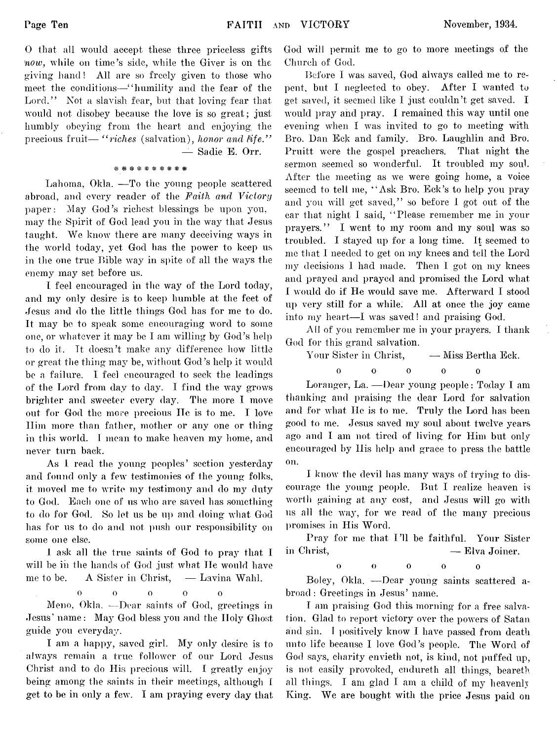O that all would accept these three priceless gifts *now,* while on time's side, while the Giver is on the giving hand! All are so freely given to those who meet the conditions—"humility and the fear of the Lord." Not a slavish fear, but that loving fear that would not disobey because the love is so great; just humbly obeying from the heart and enjoying the precious fruit— "*riches* (salvation), *honor and life.*"

— Sadie E. Orr.

\* \* \* \* \* \* \* \* \* \*

Lahoma, Okla. —To the young people scattered abroad, and every reader of the *Faith and Victory* paper: May God's richest blessings be upon you, may the Spirit of God lead you in the way that Jesus taught. We know there are many deceiving ways in the world today, yet God has the power to keep us in the one true Bible way in spite of all the ways the enemy may set before us.

I feel encouraged in the way of the Lord today, and my only desire is to keep humble at the feet of Jesus and do the little things God has for me to do. It may be to speak some encouraging word to some one, or whatever it may be I am willing by God's help to do it. It doesn't make any difference how little or great the thing may be, without God's help it would be a failure. I feel encouraged to seek the leadings of the Lord from day to day. I find the way grows brighter and sweeter every day. The more I move out for God the more precious He is to me. I love Him more than father, mother or any one or thing in this world. I mean to make heaven my home, and never turn back.

As I read the young peoples' section yesterday and found only a few testimonies of the young folks, it moved me to write my testimony and do my duty to God. Each one of us who are saved has something to do for God. So let us be up and doing what God has for us to do and not push our responsibility on some one else.

I ask all the true saints of God to pray that I will be in the hands of God just what He would have me to be. A Sister in Christ, — Lavina Wahl.

o o o o o

Meno, Okla. —Dear saints of God, greetings in Jesus' name: May God bless you and the Holy Ghost guide you everyday.

I am a happy, saved girl. My only desire is to always remain a true follower of our Lord Jesus Christ and to do His precious will. I greatly enjoy being among the saints in their meetings, although I get to be in only a few. I am praying every day that God will permit me to go to more meetings of the Church of God.

Before I was saved, God always called me to repent, but I neglected to obey. After I wanted to get saved, it seemed like I just couldn't get saved. I would pray and pray. I remained this way until one evening when I was invited to go to meeting with Bro. Dan Eck and family. Bro. Laughlin and Bro. Pruitt were the gospel preachers. That night the sermon seemed so wonderful. It troubled my soul. After the meeting as we were going home, a voice seemed to tell me, "Ask Bro. Eck's to help you pray and you will get saved," so before I got out of the car that night I said, "Please remember me in your prayers." I went to my room and my soul was so troubled. I stayed up for a long time. It seemed to me that I needed to get on my knees and tell the Lord my decisions I had made. Then I got on my knees and prayed and prayed and promised the Lord what I would do if He would save me. Afterward I stood up very still for a while. All at once the joy came into my heart—I was saved! and praising God.

All of you remember me in your prayers. I thank God for this grand salvation.

Your Sister in Christ, — Miss Bertha Eck.

o o o o o

Loranger, La. —Dear young people: Today I am thanking and praising the dear Lord for salvation and for what He is to me. Truly the Lord has been good to me. Jesus saved my soul about twelve years ago and I am not tired of living for Him but only encouraged by His help and grace to press the battle on.

I know the devil has many ways of trying to discourage the young people. But I realize heaven is worth gaining at any cost, and Jesus will go with us all the way, for we read of the many precious promises in His Word.

Pray for me that I'll be faithful. Your Sister in Christ, — Elva Joiner.

o o o o o

Boley, Okla. —Dear young saints scattered abroad: Greetings in Jesus' name.

I am praising God this morning for a free salvation. Glad to report victory over the powers of Satan and sin. I positively know I have passed from death unto life because I love God's people. The Word of God says, charity envieth not, is kind, not puffed up, is not easily provoked, endureth all things, beareth all things. I am glad I am a child of my heavenly King. We are bought with the price Jesus paid on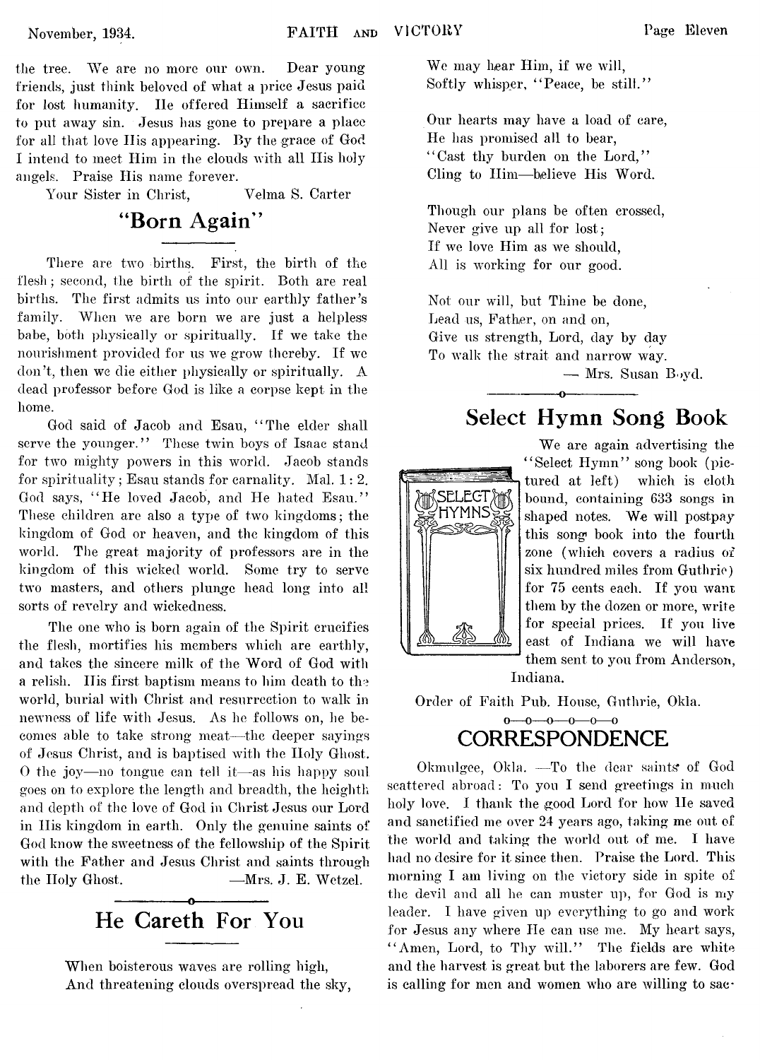the tree. We are no more our own. Dear young friends, just think beloved of what a price Jesus paid for lost humanity. He offered Himself a sacrifice to put away sin. Jesus has gone to prepare a place for all that love His appearing. By the grace of God I intend to meet Him in the clouds with all His holy angels. Praise His name forever.

Your Sister in Christ, Velma S. Carter

## "Born Again"

There are two births. First, the birth of the flesh; second, the birth of the spirit. Both are real births. The first admits us into our earthly father's family. When we are born we are just a helpless babe, both physically or spiritually. If we take the nourishment provided for us we grow thereby. If we don't, then we die either physically or spiritually. A dead professor before God is like a corpse kept in the home.

God said of Jacob and Esau, "The elder shall serve the younger." These twin boys of Isaac stand for two mighty powers in this world. Jacob stands for spirituality; Esau stands for carnality. Mal. 1:2. God says, "He loved Jacob, and He hated Esau." These children are also a type of two kingdoms; the kingdom of God or heaven, and the kingdom of this world. The great majority of professors are in the kingdom of this wicked world. Some try to serve two masters, and others plunge head long into all sorts of revelry and wickedness.

The one who is born again of the Spirit crucifies the flesh, mortifies his members which are earthly, and takes the sincere milk of the Word of God with a relish. His first baptism means to him death to the world, burial with Christ and resurrection to walk in newness of life with Jesus. As he follows on, he becomes able to take strong meat—the deeper sayings of Jesus Christ, and is baptised with the Holy Ghost. O the joy—no tongue can tell it—as his happy soul goes on to explore the length and breadth, the heighth and depth of the love of God in Christ Jesus our Lord in His kingdom in earth. Only the genuine saints of God know the sweetness of the fellowship of the Spirit with the Father and Jesus Christ and saints through the Holy Ghost. —Mrs. J. E. Wetzel.

## He Careth For You

When boisterous waves are rolling high,
And threatening clouds overspread the sky,
We may hear Him, if we will,
Softly whisper, "Peace, be still."

Our hearts may have a load of care,
He has promised all to bear,
"Cast thy burden on the Lord,"
Cling to Him—believe His Word.

Though our plans be often crossed,
Never give up all for lost;
If we love Him as we should,
All is working for our good.

Not our will, but Thine be done,
Lead us, Father, on and on,
Give us strength, Lord, day by day
To walk the strait and narrow way.

— Mrs. Susan Boyd.

## Select Hymn Song Book

We are again advertising the "Select Hymn" song book (pictured at left) which is cloth bound, containing 633 songs in shaped notes. We will postpay this song book into the fourth zone (which covers a radius of six hundred miles from Guthrie) for 75 cents each. If you want them by the dozen or more, write for special prices. If you live east of Indiana we will have them sent to you from Anderson, Indiana.

Order of Faith Pub. House, Guthrie, Okla.

## CORRESPONDENCE

Okmulgee, Okla. —To the dear saints of God scattered abroad: To you I send greetings in much holy love. I thank the good Lord for how He saved and sanctified me over 24 years ago, taking me out of the world and taking the world out of me. I have had no desire for it since then. Praise the Lord. This morning I am living on the victory side in spite of the devil and all he can muster up, for God is my leader. I have given up everything to go and work for Jesus any where He can use me. My heart says, "Amen, Lord, to Thy will." The fields are white and the harvest is great but the laborers are few. God is calling for men and women who are willing to sac-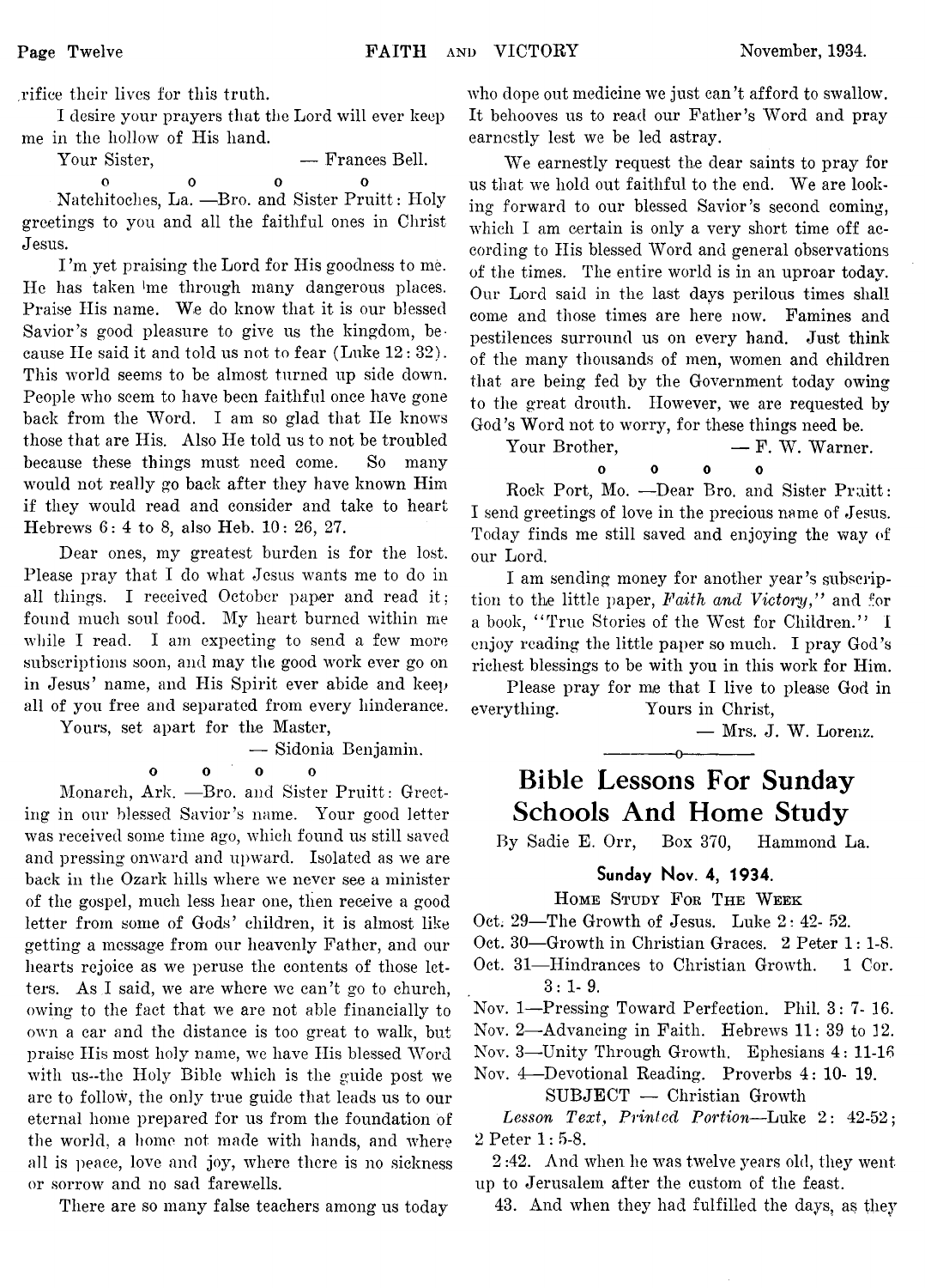rifice their lives for this truth.

I desire your prayers that the Lord will ever keep me in the hollow of His hand.

Your Sister, — Frances Bell.

o o o o

Natchitoches, La. —Bro. and Sister Pruitt: Holy greetings to you and all the faithful ones in Christ Jesus.

I'm yet praising the Lord for His goodness to me. He has taken me through many dangerous places. Praise His name. We do know that it is our blessed Savior's good pleasure to give us the kingdom, because He said it and told us not to fear (Luke 12: 32). This world seems to be almost turned up side down. People who seem to have been faithful once have gone back from the Word. I am so glad that He knows those that are His. Also He told us to not be troubled because these things must need come. So many would not really go back after they have known Him if they would read and consider and take to heart Hebrews 6: 4 to 8, also Heb. 10: 26, 27.

Dear ones, my greatest burden is for the lost. Please pray that I do what Jesus wants me to do in all things. I received October paper and read it; found much soul food. My heart burned within me while I read. I am expecting to send a few more subscriptions soon, and may the good work ever go on in Jesus' name, and His Spirit ever abide and keep all of you free and separated from every hinderance.

Yours, set apart for the Master,

— Sidonia Benjamin.

o o o o

Monarch, Ark. —Bro. and Sister Pruitt: Greeting in our blessed Savior's name. Your good letter was received some time ago, which found us still saved and pressing onward and upward. Isolated as we are back in the Ozark hills where we never see a minister of the gospel, much less hear one, then receive a good letter from some of Gods' children, it is almost like getting a message from our heavenly Father, and our hearts rejoice as we peruse the contents of those letters. As I said, we are where we can't go to church, owing to the fact that we are not able financially to own a car and the distance is too great to walk, but praise His most holy name, we have His blessed Word with us--the Holy Bible which is the guide post we are to follow, the only true guide that leads us to our eternal home prepared for us from the foundation of the world, a home not made with hands, and where all is peace, love and joy, where there is no sickness or sorrow and no sad farewells.

There are so many false teachers among us today who dope out medicine we just can't afford to swallow. It behooves us to read our Father's Word and pray earnestly lest we be led astray.

We earnestly request the dear saints to pray for us that we hold out faithful to the end. We are looking forward to our blessed Savior's second coming, which I am certain is only a very short time off according to His blessed Word and general observations of the times. The entire world is in an uproar today. Our Lord said in the last days perilous times shall come and those times are here now. Famines and pestilences surround us on every hand. Just think of the many thousands of men, women and children that are being fed by the Government today owing to the great drouth. However, we are requested by God's Word not to worry, for these things need be.

Your Brother, — F. W. Warner.

o o o o

Rock Port, Mo. —Dear Bro. and Sister Pruitt: I send greetings of love in the precious name of Jesus. Today finds me still saved and enjoying the way of our Lord.

I am sending money for another year's subscription to the little paper, *Faith and Victory*," and for a book, "True Stories of the West for Children." I enjoy reading the little paper so much. I pray God's richest blessings to be with you in this work for Him.

Please pray for me that I live to please God in everything. Yours in Christ,

— Mrs. J. W. Lorenz.

---

# Bible Lessons For Sunday Schools And Home Study

By Sadie E. Orr, Box 370, Hammond La.

### Sunday Nov. 4, 1934.

HOME STUDY FOR THE WEEK

Oct. 29—The Growth of Jesus. Luke 2: 42- 52.
Oct. 30—Growth in Christian Graces. 2 Peter 1: 1-8.
Oct. 31—Hindrances to Christian Growth. 1 Cor. 3: 1- 9.
Nov. 1—Pressing Toward Perfection. Phil. 3: 7- 16.
Nov. 2—Advancing in Faith. Hebrews 11: 39 to 12.
Nov. 3—Unity Through Growth. Ephesians 4: 11-16
Nov. 4—Devotional Reading. Proverbs 4: 10- 19.

SUBJECT — Christian Growth

*Lesson Text, Printed Portion*—Luke 2: 42-52; 2 Peter 1: 5-8.

2 :42. And when he was twelve years old, they went up to Jerusalem after the custom of the feast.

43. And when they had fulfilled the days, as they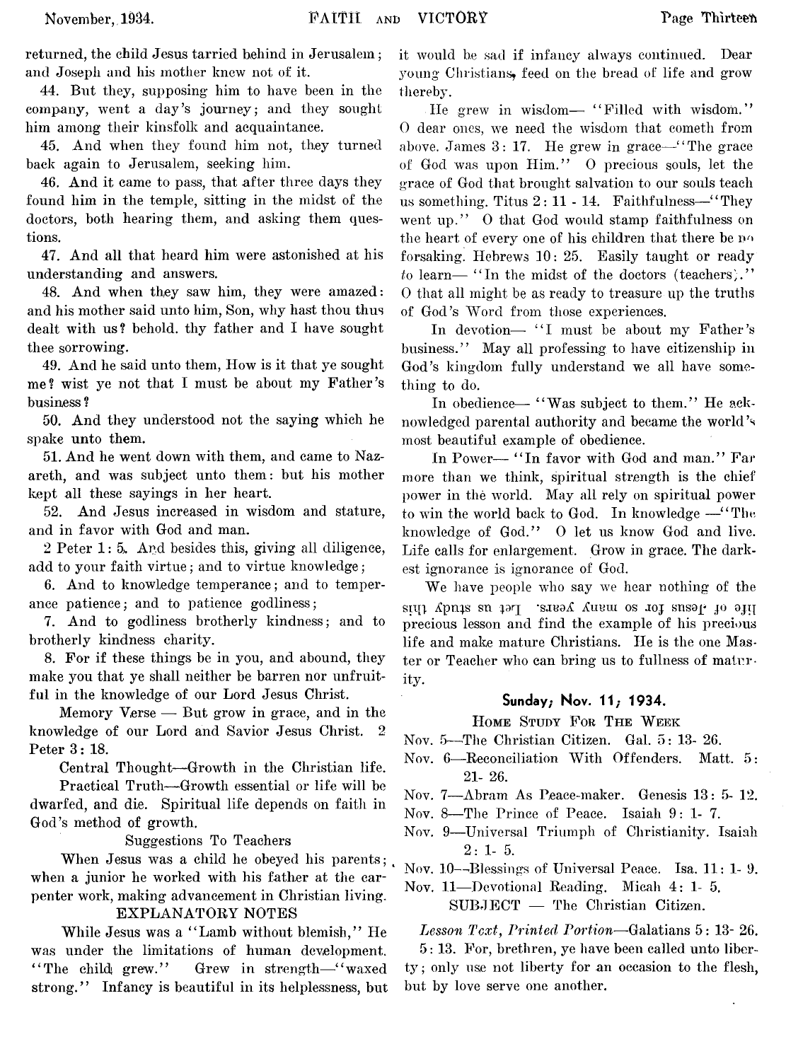returned, the child Jesus tarried behind in Jerusalem; and Joseph and his mother knew not of it.

44. But they, supposing him to have been in the company, went a day's journey; and they sought him among their kinsfolk and acquaintance.

45. And when they found him not, they turned back again to Jerusalem, seeking him.

46. And it came to pass, that after three days they found him in the temple, sitting in the midst of the doctors, both hearing them, and asking them questions.

47. And all that heard him were astonished at his understanding and answers.

48. And when they saw him, they were amazed: and his mother said unto him, Son, why hast thou thus dealt with us? behold. thy father and I have sought thee sorrowing.

49. And he said unto them, How is it that ye sought me? wist ye not that I must be about my Father's business?

50. And they understood not the saying which he spake unto them.

51. And he went down with them, and came to Nazareth, and was subject unto them: but his mother kept all these sayings in her heart.

52. And Jesus increased in wisdom and stature, and in favor with God and man.

2 Peter 1: 5. And besides this, giving all diligence, add to your faith virtue; and to virtue knowledge;

6. And to knowledge temperance; and to temperance patience; and to patience godliness;

7. And to godliness brotherly kindness; and to brotherly kindness charity.

8. For if these things be in you, and abound, they make you that ye shall neither be barren nor unfruitful in the knowledge of our Lord Jesus Christ.

Memory Verse — But grow in grace, and in the knowledge of our Lord and Savior Jesus Christ. 2 Peter 3: 18.

Central Thought—Growth in the Christian life.

Practical Truth—Growth essential or life will be dwarfed, and die. Spiritual life depends on faith in God's method of growth.

Suggestions To Teachers

When Jesus was a child he obeyed his parents; when a junior he worked with his father at the carpenter work, making advancement in Christian living.

EXPLANATORY NOTES

While Jesus was a "Lamb without blemish," He was under the limitations of human development. "The child grew." Grew in strength—"waxed strong." Infancy is beautiful in its helplessness, but it would be sad if infancy always continued. Dear young Christians, feed on the bread of life and grow thereby.

He grew in wisdom— "Filled with wisdom." O dear ones, we need the wisdom that cometh from above. James 3: 17. He grew in grace—"The grace of God was upon Him." O precious souls, let the grace of God that brought salvation to our souls teach us something. Titus 2: 11 - 14. Faithfulness—"They went up." O that God would stamp faithfulness on the heart of every one of his children that there be no forsaking. Hebrews 10: 25. Easily taught or ready to learn— "In the midst of the doctors (teachers)." O that all might be as ready to treasure up the truths of God's Word from those experiences.

In devotion— "I must be about my Father's business." May all professing to have citizenship in God's kingdom fully understand we all have something to do.

In obedience— "Was subject to them." He acknowledged parental authority and became the world's most beautiful example of obedience.

In Power— "In favor with God and man." Far more than we think, spiritual strength is the chief power in the world. May all rely on spiritual power to win the world back to God. In knowledge —"The knowledge of God." O let us know God and live. Life calls for enlargement. Grow in grace. The darkest ignorance is ignorance of God.

We have people who say we hear nothing of the life of Jesus for so many years. Let us study this precious lesson and find the example of his precious life and make mature Christians. He is the one Master or Teacher who can bring us to fullness of maturity.

## Sunday, Nov. 11, 1934.

### Home Study For The Week

Nov. 5—The Christian Citizen. Gal. 5: 13- 26.
Nov. 6—Reconciliation With Offenders. Matt. 5: 21- 26.
Nov. 7—Abram As Peace-maker. Genesis 13: 5- 12.
Nov. 8—The Prince of Peace. Isaiah 9: 1- 7.
Nov. 9—Universal Triumph of Christianity. Isaiah 2: 1- 5.
Nov. 10—Blessings of Universal Peace. Isa. 11: 1- 9.
Nov. 11—Devotional Reading. Micah 4: 1- 5.

SUBJECT — The Christian Citizen.

*Lesson Text, Printed Portion*—Galatians 5: 13- 26.

5: 13. For, brethren, ye have been called unto liberty; only use not liberty for an occasion to the flesh, but by love serve one another.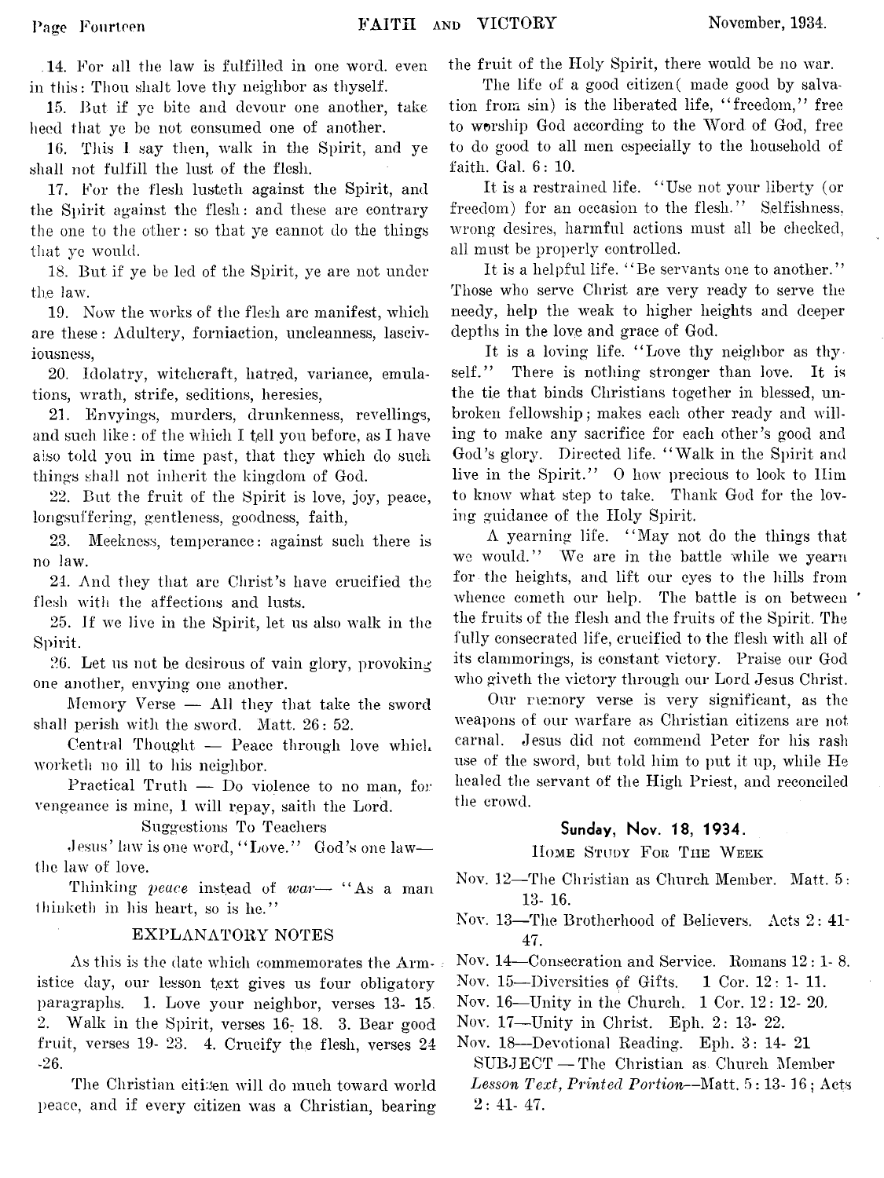14. For all the law is fulfilled in one word. even in this: Thou shalt love thy neighbor as thyself.

15. But if ye bite and devour one another, take heed that ye be not consumed one of another.

16. This I say then, walk in the Spirit, and ye shall not fulfill the lust of the flesh.

17. For the flesh lusteth against the Spirit, and the Spirit against the flesh: and these are contrary the one to the other: so that ye cannot do the things that ye would.

18. But if ye be led of the Spirit, ye are not under the law.

19. Now the works of the flesh are manifest, which are these: Adultery, forniaction, uncleanness, lasciviousness,

20. Idolatry, witchcraft, hatred, variance, emulations, wrath, strife, seditions, heresies,

21. Envyings, murders, drunkenness, revellings, and such like: of the which I tell you before, as I have also told you in time past, that they which do such things shall not inherit the kingdom of God.

22. But the fruit of the Spirit is love, joy, peace, longsuffering, gentleness, goodness, faith,

23. Meekness, temperance: against such there is no law.

24. And they that are Christ's have crucified the flesh with the affections and lusts.

25. If we live in the Spirit, let us also walk in the Spirit.

26. Let us not be desirous of vain glory, provoking one another, envying one another.

Memory Verse — All they that take the sword shall perish with the sword. Matt. 26: 52.

Central Thought — Peace through love which worketh no ill to his neighbor.

Practical Truth — Do violence to no man, for vengeance is mine, I will repay, saith the Lord.

Suggestions To Teachers

Jesus' law is one word, "Love." God's one law—the law of love.

Thinking *peace* instead of *war*— "As a man thinketh in his heart, so is he."

## EXPLANATORY NOTES

As this is the date which commemorates the Armistice day, our lesson text gives us four obligatory paragraphs. 1. Love your neighbor, verses 13- 15. 2. Walk in the Spirit, verses 16- 18. 3. Bear good fruit, verses 19- 23. 4. Crucify the flesh, verses 24 -26.

The Christian citizen will do much toward world peace, and if every citizen was a Christian, bearing the fruit of the Holy Spirit, there would be no war.

The life of a good citizen( made good by salvation from sin) is the liberated life, "freedom," free to worship God according to the Word of God, free to do good to all men especially to the household of faith. Gal. 6: 10.

It is a restrained life. "Use not your liberty (or freedom) for an occasion to the flesh." Selfishness, wrong desires, harmful actions must all be checked, all must be properly controlled.

It is a helpful life. "Be servants one to another." Those who serve Christ are very ready to serve the needy, help the weak to higher heights and deeper depths in the love and grace of God.

It is a loving life. "Love thy neighbor as thyself." There is nothing stronger than love. It is the tie that binds Christians together in blessed, unbroken fellowship; makes each other ready and willing to make any sacrifice for each other's good and God's glory. Directed life. "Walk in the Spirit and live in the Spirit." O how precious to look to Him to know what step to take. Thank God for the loving guidance of the Holy Spirit.

A yearning life. "May not do the things that we would." We are in the battle while we yearn for the heights, and lift our eyes to the hills from whence cometh our help. The battle is on between the fruits of the flesh and the fruits of the Spirit. The fully consecrated life, crucified to the flesh with all of its clammorings, is constant victory. Praise our God who giveth the victory through our Lord Jesus Christ.

Our memory verse is very significant, as the weapons of our warfare as Christian citizens are not carnal. Jesus did not commend Peter for his rash use of the sword, but told him to put it up, while He healed the servant of the High Priest, and reconciled the crowd.

## Sunday, Nov. 18, 1934.

### Home Study For The Week

Nov. 12—The Christian as Church Member. Matt. 5: 13- 16.
Nov. 13—The Brotherhood of Believers. Acts 2: 41- 47.
Nov. 14—Consecration and Service. Romans 12: 1- 8.
Nov. 15—Diversities of Gifts. 1 Cor. 12: 1- 11.
Nov. 16—Unity in the Church. 1 Cor. 12: 12- 20.
Nov. 17—Unity in Christ. Eph. 2: 13- 22.
Nov. 18—Devotional Reading. Eph. 3: 14- 21

SUBJECT — The Christian as Church Member

*Lesson Text, Printed Portion*—Matt. 5: 13- 16; Acts 2: 41- 47.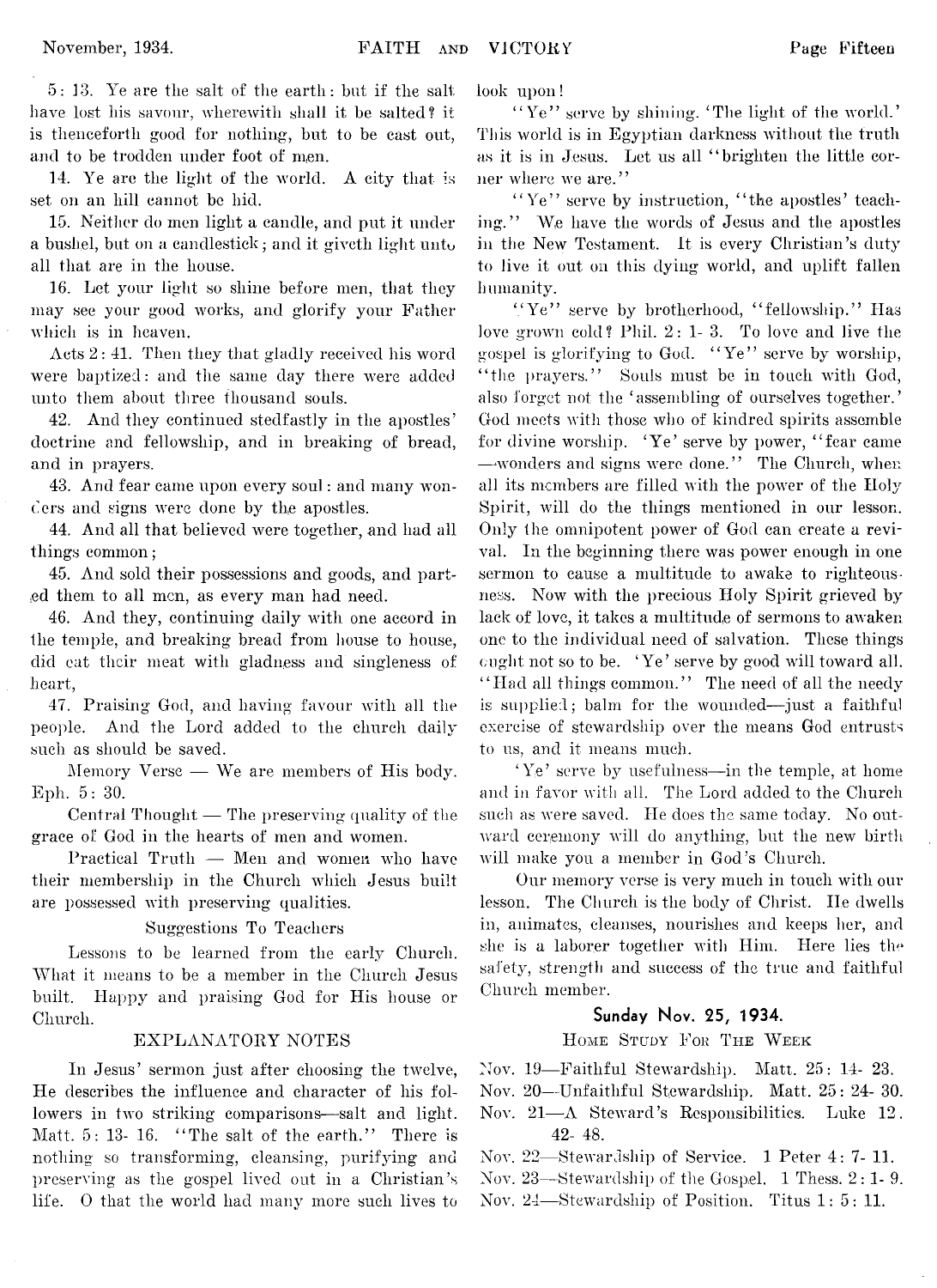5: 13. Ye are the salt of the earth: but if the salt have lost his savour, wherewith shall it be salted? it is thenceforth good for nothing, but to be cast out, and to be trodden under foot of men.

14. Ye are the light of the world. A city that is set on an hill cannot be hid.

15. Neither do men light a candle, and put it under a bushel, but on a candlestick; and it giveth light unto all that are in the house.

16. Let your light so shine before men, that they may see your good works, and glorify your Father which is in heaven.

Acts 2: 41. Then they that gladly received his word were baptized: and the same day there were added unto them about three thousand souls.

42. And they continued stedfastly in the apostles' doctrine and fellowship, and in breaking of bread, and in prayers.

43. And fear came upon every soul: and many wonders and signs were done by the apostles.

44. And all that believed were together, and had all things common;

45. And sold their possessions and goods, and parted them to all men, as every man had need.

46. And they, continuing daily with one accord in the temple, and breaking bread from house to house, did eat their meat with gladness and singleness of heart,

47. Praising God, and having favour with all the people. And the Lord added to the church daily such as should be saved.

Memory Verse — We are members of His body. Eph. 5: 30.

Central Thought — The preserving quality of the grace of God in the hearts of men and women.

Practical Truth — Men and women who have their membership in the Church which Jesus built are possessed with preserving qualities.

Suggestions To Teachers

Lessons to be learned from the early Church. What it means to be a member in the Church Jesus built. Happy and praising God for His house or Church.

EXPLANATORY NOTES

In Jesus' sermon just after choosing the twelve, He describes the influence and character of his followers in two striking comparisons—salt and light. Matt. 5: 13- 16. "The salt of the earth." There is nothing so transforming, cleansing, purifying and preserving as the gospel lived out in a Christian's life. O that the world had many more such lives to look upon!

"Ye" serve by shining. 'The light of the world.' This world is in Egyptian darkness without the truth as it is in Jesus. Let us all "brighten the little corner where we are."

"Ye" serve by instruction, "the apostles' teaching." We have the words of Jesus and the apostles in the New Testament. It is every Christian's duty to live it out on this dying world, and uplift fallen humanity.

"Ye" serve by brotherhood, "fellowship." Has love grown cold? Phil. 2: 1- 3. To love and live the gospel is glorifying to God. "Ye" serve by worship, "the prayers." Souls must be in touch with God, also forget not the 'assembling of ourselves together.' God meets with those who of kindred spirits assemble for divine worship. 'Ye' serve by power, "fear came —wonders and signs were done." The Church, when all its members are filled with the power of the Holy Spirit, will do the things mentioned in our lesson. Only the omnipotent power of God can create a revival. In the beginning there was power enough in one sermon to cause a multitude to awake to righteousness. Now with the precious Holy Spirit grieved by lack of love, it takes a multitude of sermons to awaken one to the individual need of salvation. These things ought not so to be. 'Ye' serve by good will toward all. "Had all things common." The need of all the needy is supplied; balm for the wounded—just a faithful exercise of stewardship over the means God entrusts to us, and it means much.

'Ye' serve by usefulness—in the temple, at home and in favor with all. The Lord added to the Church such as were saved. He does the same today. No outward ceremony will do anything, but the new birth will make you a member in God's Church.

Our memory verse is very much in touch with our lesson. The Church is the body of Christ. He dwells in, animates, cleanses, nourishes and keeps her, and she is a laborer together with Him. Here lies the safety, strength and success of the true and faithful Church member.

**Sunday Nov. 25, 1934.**

Home Study For The Week

Nov. 19—Faithful Stewardship. Matt. 25: 14- 23.
Nov. 20—Unfaithful Stewardship. Matt. 25: 24- 30.
Nov. 21—A Steward's Responsibilities. Luke 12. 42- 48.
Nov. 22—Stewardship of Service. 1 Peter 4: 7- 11.
Nov. 23—Stewardship of the Gospel. 1 Thess. 2: 1- 9.
Nov. 24—Stewardship of Position. Titus 1: 5: 11.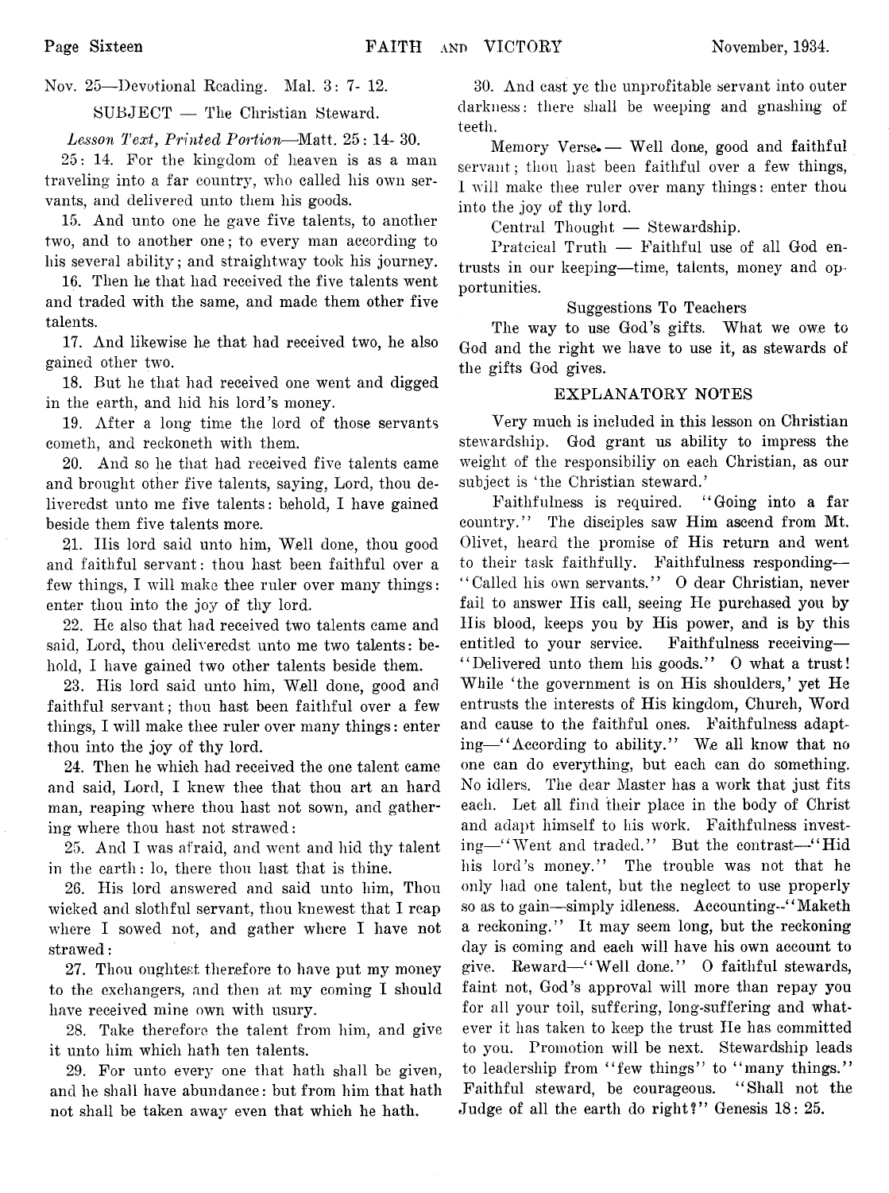Nov. 25—Devotional Reading. Mal. 3: 7- 12.

SUBJECT — The Christian Steward.

*Lesson Text, Printed Portion*—Matt. 25: 14- 30.

25: 14. For the kingdom of heaven is as a man traveling into a far country, who called his own servants, and delivered unto them his goods.

15. And unto one he gave five talents, to another two, and to another one; to every man according to his several ability; and straightway took his journey.

16. Then he that had received the five talents went and traded with the same, and made them other five talents.

17. And likewise he that had received two, he also gained other two.

18. But he that had received one went and digged in the earth, and hid his lord's money.

19. After a long time the lord of those servants cometh, and reckoneth with them.

20. And so he that had received five talents came and brought other five talents, saying, Lord, thou deliveredst unto me five talents: behold, I have gained beside them five talents more.

21. His lord said unto him, Well done, thou good and faithful servant: thou hast been faithful over a few things, I will make thee ruler over many things: enter thou into the joy of thy lord.

22. He also that had received two talents came and said, Lord, thou deliveredst unto me two talents: behold, I have gained two other talents beside them.

23. His lord said unto him, Well done, good and faithful servant; thou hast been faithful over a few things, I will make thee ruler over many things: enter thou into the joy of thy lord.

24. Then he which had received the one talent came and said, Lord, I knew thee that thou art an hard man, reaping where thou hast not sown, and gathering where thou hast not strawed:

25. And I was afraid, and went and hid thy talent in the earth: lo, there thou hast that is thine.

26. His lord answered and said unto him, Thou wicked and slothful servant, thou knewest that I reap where I sowed not, and gather where I have not strawed:

27. Thou oughtest therefore to have put my money to the exchangers, and then at my coming I should have received mine own with usury.

28. Take therefore the talent from him, and give it unto him which hath ten talents.

29. For unto every one that hath shall be given, and he shall have abundance: but from him that hath not shall be taken away even that which he hath.

30. And cast ye the unprofitable servant into outer darkness: there shall be weeping and gnashing of teeth.

Memory Verse.— Well done, good and faithful servant; thou hast been faithful over a few things, I will make thee ruler over many things: enter thou into the joy of thy lord.

Central Thought — Stewardship.

Pratcical Truth — Faithful use of all God entrusts in our keeping—time, talents, money and opportunities.

Suggestions To Teachers

The way to use God's gifts. What we owe to God and the right we have to use it, as stewards of the gifts God gives.

## EXPLANATORY NOTES

Very much is included in this lesson on Christian stewardship. God grant us ability to impress the weight of the responsibiliy on each Christian, as our subject is 'the Christian steward.'

Faithfulness is required. "Going into a far country." The disciples saw Him ascend from Mt. Olivet, heard the promise of His return and went to their task faithfully. Faithfulness responding—"Called his own servants." O dear Christian, never fail to answer His call, seeing He purchased you by His blood, keeps you by His power, and is by this entitled to your service. Faithfulness receiving—"Delivered unto them his goods." O what a trust! While 'the government is on His shoulders,' yet He entrusts the interests of His kingdom, Church, Word and cause to the faithful ones. Faithfulness adapting—"According to ability." We all know that no one can do everything, but each can do something. No idlers. The dear Master has a work that just fits each. Let all find their place in the body of Christ and adapt himself to his work. Faithfulness investing—"Went and traded." But the contrast—"Hid his lord's money." The trouble was not that he only had one talent, but the neglect to use properly so as to gain—simply idleness. Accounting—"Maketh a reckoning." It may seem long, but the reckoning day is coming and each will have his own account to give. Reward—"Well done." O faithful stewards, faint not, God's approval will more than repay you for all your toil, suffering, long-suffering and whatever it has taken to keep the trust He has committed to you. Promotion will be next. Stewardship leads to leadership from "few things" to "many things." Faithful steward, be courageous. "Shall not the Judge of all the earth do right?" Genesis 18: 25.